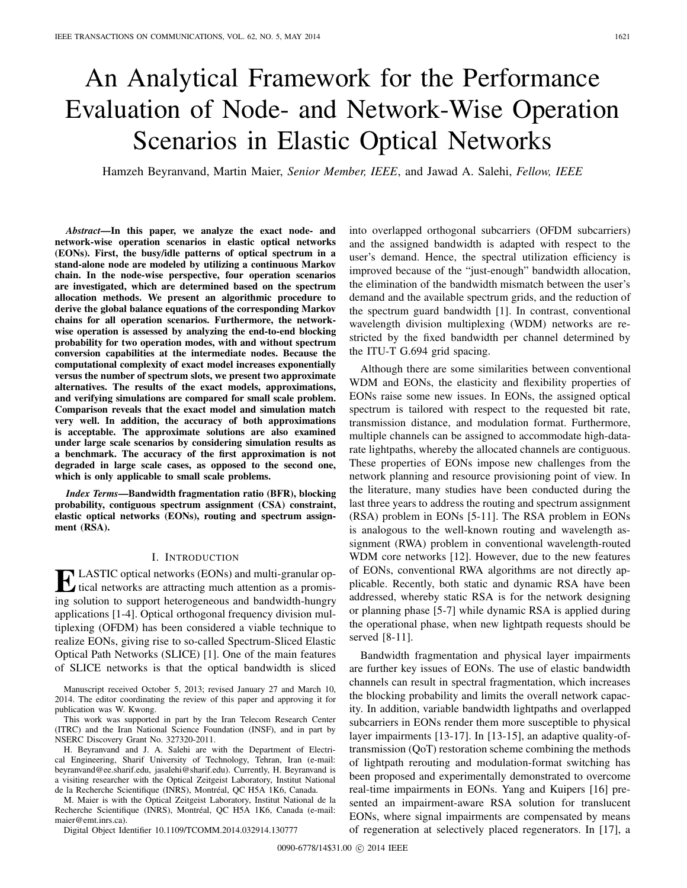# An Analytical Framework for the Performance Evaluation of Node- and Network-Wise Operation Scenarios in Elastic Optical Networks

Hamzeh Beyranvand, Martin Maier, *Senior Member, IEEE*, and Jawad A. Salehi, *Fellow, IEEE*

***Abstract*—In this paper, we analyze the exact node- and network-wise operation scenarios in elastic optical networks (EONs). First, the busy/idle patterns of optical spectrum in a stand-alone node are modeled by utilizing a continuous Markov chain. In the node-wise perspective, four operation scenarios are investigated, which are determined based on the spectrum allocation methods. We present an algorithmic procedure to derive the global balance equations of the corresponding Markov chains for all operation scenarios. Furthermore, the network-wise operation is assessed by analyzing the end-to-end blocking probability for two operation modes, with and without spectrum conversion capabilities at the intermediate nodes. Because the computational complexity of exact model increases exponentially versus the number of spectrum slots, we present two approximate alternatives. The results of the exact models, approximations, and verifying simulations are compared for small scale problem. Comparison reveals that the exact model and simulation match very well. In addition, the accuracy of both approximations is acceptable. The approximate solutions are also examined under large scale scenarios by considering simulation results as a benchmark. The accuracy of the first approximation is not degraded in large scale cases, as opposed to the second one, which is only applicable to small scale problems.**

***Index Terms*—Bandwidth fragmentation ratio (BFR), blocking probability, contiguous spectrum assignment (CSA) constraint, elastic optical networks (EONs), routing and spectrum assignment (RSA).**

## I. Introduction

ELASTIC optical networks (EONs) and multi-granular optical networks are attracting much attention as a promising solution to support heterogeneous and bandwidth-hungry applications [1-4]. Optical orthogonal frequency division multiplexing (OFDM) has been considered a viable technique to realize EONs, giving rise to so-called Spectrum-Sliced Elastic Optical Path Networks (SLICE) [1]. One of the main features of SLICE networks is that the optical bandwidth is sliced into overlapped orthogonal subcarriers (OFDM subcarriers) and the assigned bandwidth is adapted with respect to the user's demand. Hence, the spectral utilization efficiency is improved because of the "just-enough" bandwidth allocation, the elimination of the bandwidth mismatch between the user's demand and the available spectrum grids, and the reduction of the spectrum guard bandwidth [1]. In contrast, conventional wavelength division multiplexing (WDM) networks are restricted by the fixed bandwidth per channel determined by the ITU-T G.694 grid spacing.

Although there are some similarities between conventional WDM and EONs, the elasticity and flexibility properties of EONs raise some new issues. In EONs, the assigned optical spectrum is tailored with respect to the requested bit rate, transmission distance, and modulation format. Furthermore, multiple channels can be assigned to accommodate high-data-rate lightpaths, whereby the allocated channels are contiguous. These properties of EONs impose new challenges from the network planning and resource provisioning point of view. In the literature, many studies have been conducted during the last three years to address the routing and spectrum assignment (RSA) problem in EONs [5-11]. The RSA problem in EONs is analogous to the well-known routing and wavelength assignment (RWA) problem in conventional wavelength-routed WDM core networks [12]. However, due to the new features of EONs, conventional RWA algorithms are not directly applicable. Recently, both static and dynamic RSA have been addressed, whereby static RSA is for the network designing or planning phase [5-7] while dynamic RSA is applied during the operational phase, when new lightpath requests should be served [8-11].

Bandwidth fragmentation and physical layer impairments are further key issues of EONs. The use of elastic bandwidth channels can result in spectral fragmentation, which increases the blocking probability and limits the overall network capacity. In addition, variable bandwidth lightpaths and overlapped subcarriers in EONs render them more susceptible to physical layer impairments [13-17]. In [13-15], an adaptive quality-of-transmission (QoT) restoration scheme combining the methods of lightpath rerouting and modulation-format switching has been proposed and experimentally demonstrated to overcome real-time impairments in EONs. Yang and Kuipers [16] presented an impairment-aware RSA solution for translucent EONs, where signal impairments are compensated by means of regeneration at selectively placed regenerators. In [17], a

Manuscript received October 5, 2013; revised January 27 and March 10, 2014. The editor coordinating the review of this paper and approving it for publication was W. Kwong.

This work was supported in part by the Iran Telecom Research Center (ITRC) and the Iran National Science Foundation (INSF), and in part by NSERC Discovery Grant No. 327320-2011.

H. Beyranvand and J. A. Salehi are with the Department of Electrical Engineering, Sharif University of Technology, Tehran, Iran (e-mail: beyranvand@ee.sharif.edu, jasalehi@sharif.edu). Currently, H. Beyranvand is a visiting researcher with the Optical Zeitgeist Laboratory, Institut National de la Recherche Scientifique (INRS), Montréal, QC H5A 1K6, Canada.

M. Maier is with the Optical Zeitgeist Laboratory, Institut National de la Recherche Scientifique (INRS), Montréal, QC H5A 1K6, Canada (e-mail: maier@emt.inrs.ca).

Digital Object Identifier 10.1109/TCOMM.2014.032914.130777

0090-6778/14$31.00 © 2014 IEEE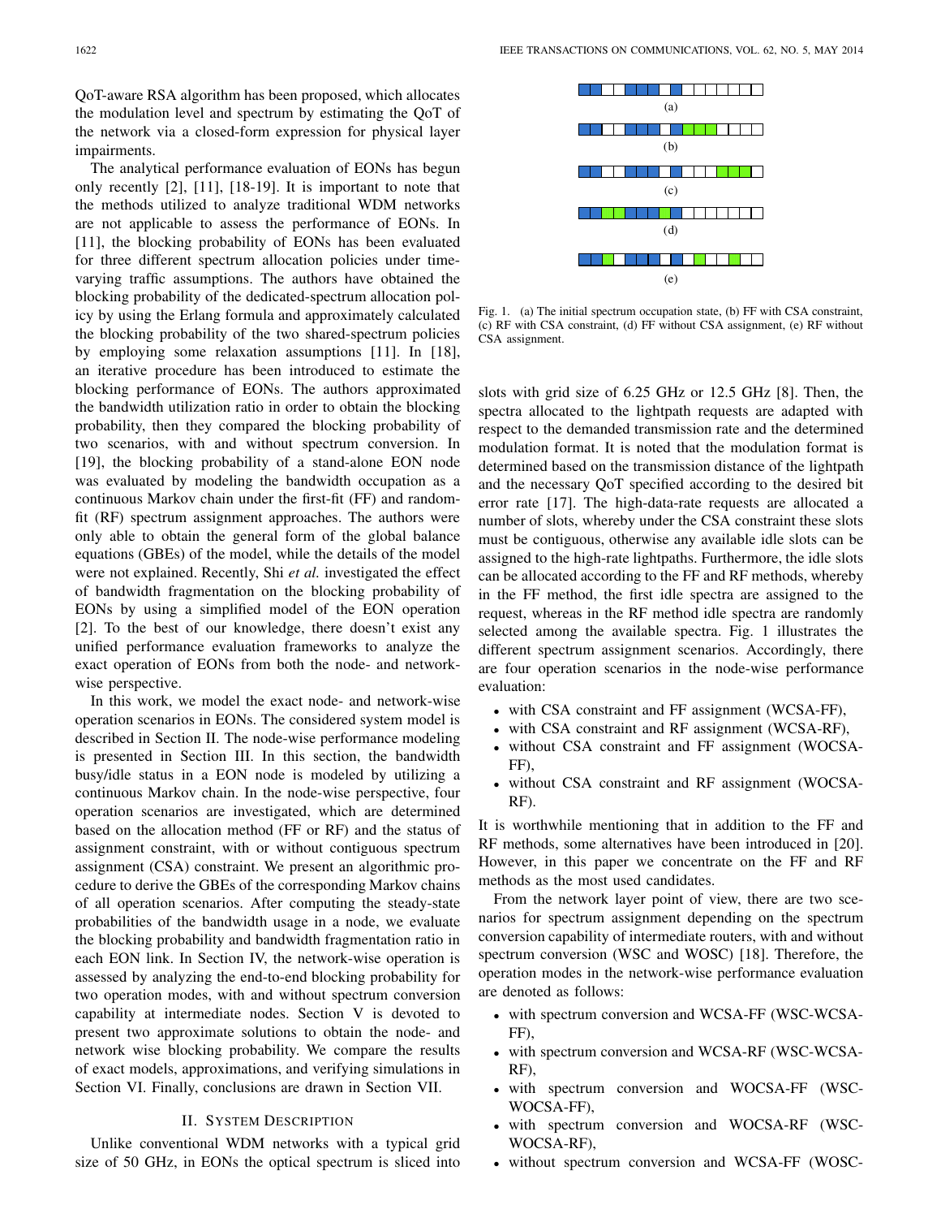QoT-aware RSA algorithm has been proposed, which allocates the modulation level and spectrum by estimating the QoT of the network via a closed-form expression for physical layer impairments.

The analytical performance evaluation of EONs has begun only recently [2], [11], [18-19]. It is important to note that the methods utilized to analyze traditional WDM networks are not applicable to assess the performance of EONs. In [11], the blocking probability of EONs has been evaluated for three different spectrum allocation policies under time-varying traffic assumptions. The authors have obtained the blocking probability of the dedicated-spectrum allocation policy by using the Erlang formula and approximately calculated the blocking probability of the two shared-spectrum policies by employing some relaxation assumptions [11]. In [18], an iterative procedure has been introduced to estimate the blocking performance of EONs. The authors approximated the bandwidth utilization ratio in order to obtain the blocking probability, then they compared the blocking probability of two scenarios, with and without spectrum conversion. In [19], the blocking probability of a stand-alone EON node was evaluated by modeling the bandwidth occupation as a continuous Markov chain under the first-fit (FF) and random-fit (RF) spectrum assignment approaches. The authors were only able to obtain the general form of the global balance equations (GBEs) of the model, while the details of the model were not explained. Recently, Shi *et al.* investigated the effect of bandwidth fragmentation on the blocking probability of EONs by using a simplified model of the EON operation [2]. To the best of our knowledge, there doesn't exist any unified performance evaluation frameworks to analyze the exact operation of EONs from both the node- and network-wise perspective.

In this work, we model the exact node- and network-wise operation scenarios in EONs. The considered system model is described in Section II. The node-wise performance modeling is presented in Section III. In this section, the bandwidth busy/idle status in a EON node is modeled by utilizing a continuous Markov chain. In the node-wise perspective, four operation scenarios are investigated, which are determined based on the allocation method (FF or RF) and the status of assignment constraint, with or without contiguous spectrum assignment (CSA) constraint. We present an algorithmic procedure to derive the GBEs of the corresponding Markov chains of all operation scenarios. After computing the steady-state probabilities of the bandwidth usage in a node, we evaluate the blocking probability and bandwidth fragmentation ratio in each EON link. In Section IV, the network-wise operation is assessed by analyzing the end-to-end blocking probability for two operation modes, with and without spectrum conversion capability at intermediate nodes. Section V is devoted to present two approximate solutions to obtain the node- and network wise blocking probability. We compare the results of exact models, approximations, and verifying simulations in Section VI. Finally, conclusions are drawn in Section VII.

## II. System Description

Unlike conventional WDM networks with a typical grid size of 50 GHz, in EONs the optical spectrum is sliced into slots with grid size of 6.25 GHz or 12.5 GHz [8]. Then, the spectra allocated to the lightpath requests are adapted with respect to the demanded transmission rate and the determined modulation format. It is noted that the modulation format is determined based on the transmission distance of the lightpath and the necessary QoT specified according to the desired bit error rate [17]. The high-data-rate requests are allocated a number of slots, whereby under the CSA constraint these slots must be contiguous, otherwise any available idle slots can be assigned to the high-rate lightpaths. Furthermore, the idle slots can be allocated according to the FF and RF methods, whereby in the FF method, the first idle spectra are assigned to the request, whereas in the RF method idle spectra are randomly selected among the available spectra. Fig. 1 illustrates the different spectrum assignment scenarios. Accordingly, there are four operation scenarios in the node-wise performance evaluation:

(a)

(b)

(c)

(d)

(e)

Fig. 1. (a) The initial spectrum occupation state, (b) FF with CSA constraint, (c) RF with CSA constraint, (d) FF without CSA assignment, (e) RF without CSA assignment.

- with CSA constraint and FF assignment (WCSA-FF),
- with CSA constraint and RF assignment (WCSA-RF),
- without CSA constraint and FF assignment (WOCSA-FF),
- without CSA constraint and RF assignment (WOCSA-RF).

It is worthwhile mentioning that in addition to the FF and RF methods, some alternatives have been introduced in [20]. However, in this paper we concentrate on the FF and RF methods as the most used candidates.

From the network layer point of view, there are two scenarios for spectrum assignment depending on the spectrum conversion capability of intermediate routers, with and without spectrum conversion (WSC and WOSC) [18]. Therefore, the operation modes in the network-wise performance evaluation are denoted as follows:

- with spectrum conversion and WCSA-FF (WSC-WCSA-FF),
- with spectrum conversion and WCSA-RF (WSC-WCSA-RF),
- with spectrum conversion and WOCSA-FF (WSC-WOCSA-FF),
- with spectrum conversion and WOCSA-RF (WSC-WOCSA-RF),
- without spectrum conversion and WCSA-FF (WOSC-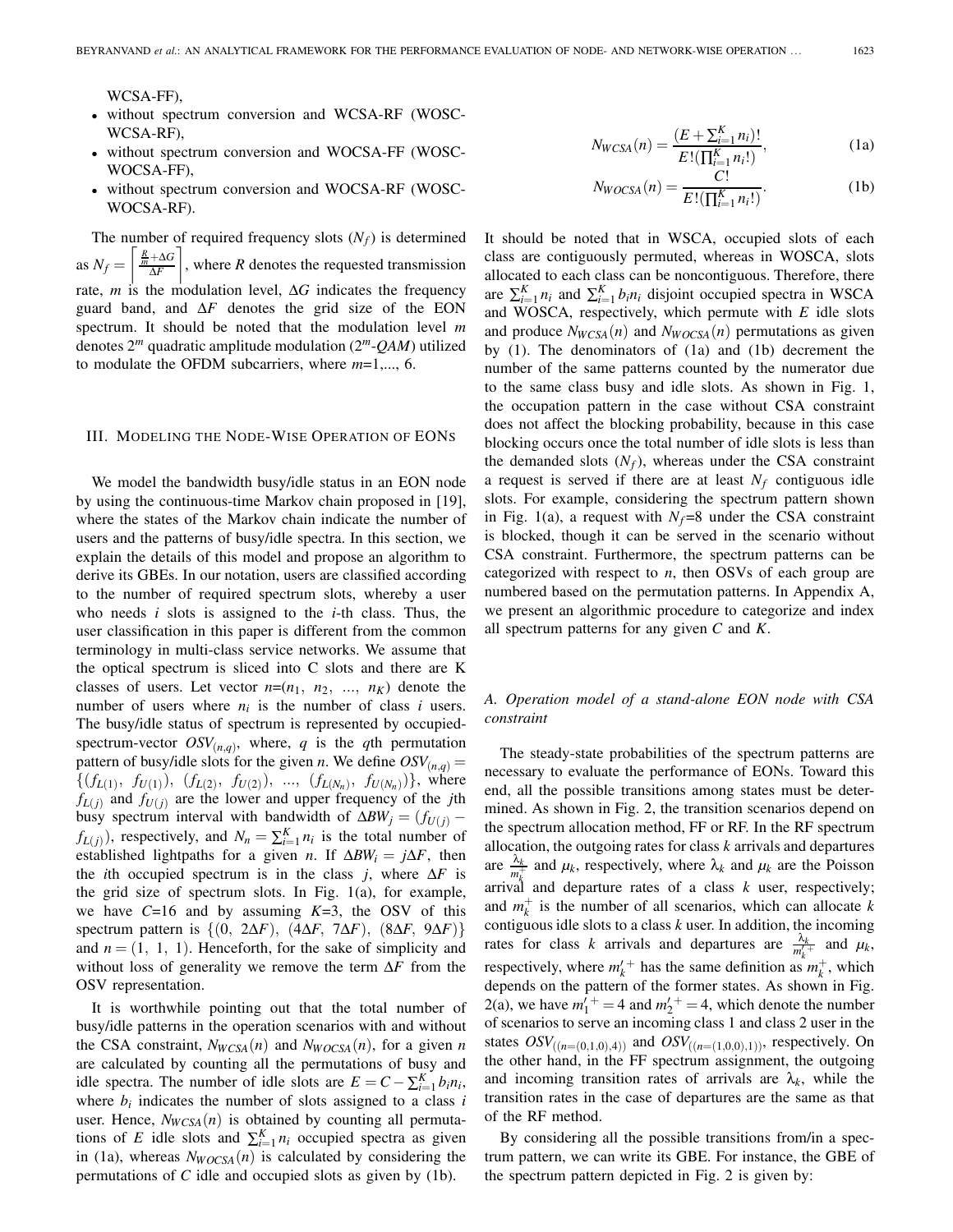WCSA-FF),

- without spectrum conversion and WCSA-RF (WOSC-WCSA-RF),
- without spectrum conversion and WOCSA-FF (WOSC-WOCSA-FF),
- without spectrum conversion and WOCSA-RF (WOSC-WOCSA-RF).

The number of required frequency slots ($N_f$) is determined as $N_f = \left\lceil \frac{\frac{R}{m}+\Delta G}{\Delta F} \right\rceil$, where $R$ denotes the requested transmission rate, $m$ is the modulation level, $\Delta G$ indicates the frequency guard band, and $\Delta F$ denotes the grid size of the EON spectrum. It should be noted that the modulation level $m$ denotes $2^m$ quadratic amplitude modulation ($2^m$-$QAM$) utilized to modulate the OFDM subcarriers, where $m$=1,..., 6.

## III. Modeling the Node-Wise Operation of EONs

We model the bandwidth busy/idle status in an EON node by using the continuous-time Markov chain proposed in [19], where the states of the Markov chain indicate the number of users and the patterns of busy/idle spectra. In this section, we explain the details of this model and propose an algorithm to derive its GBEs. In our notation, users are classified according to the number of required spectrum slots, whereby a user who needs $i$ slots is assigned to the $i$-th class. Thus, the user classification in this paper is different from the common terminology in multi-class service networks. We assume that the optical spectrum is sliced into C slots and there are K classes of users. Let vector $n$=($n_1$, $n_2$, ..., $n_K$) denote the number of users where $n_i$ is the number of class $i$ users. The busy/idle status of spectrum is represented by occupied-spectrum-vector $OSV_{(n,q)}$, where, $q$ is the $q$th permutation pattern of busy/idle slots for the given $n$. We define $OSV_{(n,q)} = \{(f_{L(1)},\ f_{U(1)}),\ (f_{L(2)},\ f_{U(2)}),\ ...,\ (f_{L(N_n)},\ f_{U(N_n)})\}$, where $f_{L(j)}$ and $f_{U(j)}$ are the lower and upper frequency of the $j$th busy spectrum interval with bandwidth of $\Delta BW_j = (f_{U(j)} - f_{L(j)})$, respectively, and $N_n = \sum_{i=1}^{K} n_i$ is the total number of established lightpaths for a given $n$. If $\Delta BW_i = j\Delta F$, then the $i$th occupied spectrum is in the class $j$, where $\Delta F$ is the grid size of spectrum slots. In Fig. 1(a), for example, we have $C$=16 and by assuming $K$=3, the OSV of this spectrum pattern is $\{(0,\ 2\Delta F),\ (4\Delta F,\ 7\Delta F),\ (8\Delta F,\ 9\Delta F)\}$ and $n = (1,\ 1,\ 1)$. Henceforth, for the sake of simplicity and without loss of generality we remove the term $\Delta F$ from the OSV representation.

It is worthwhile pointing out that the total number of busy/idle patterns in the operation scenarios with and without the CSA constraint, $N_{WCSA}(n)$ and $N_{WOCSA}(n)$, for a given $n$ are calculated by counting all the permutations of busy and idle spectra. The number of idle slots are $E = C - \sum_{i=1}^{K} b_i n_i$, where $b_i$ indicates the number of slots assigned to a class $i$ user. Hence, $N_{WCSA}(n)$ is obtained by counting all permutations of $E$ idle slots and $\sum_{i=1}^{K} n_i$ occupied spectra as given in (1a), whereas $N_{WOCSA}(n)$ is calculated by considering the permutations of $C$ idle and occupied slots as given by (1b).

$$N_{WCSA}(n) = \frac{(E + \sum_{i=1}^{K} n_i)!}{E!(\prod_{i=1}^{K} n_i!)}, \tag{1a}$$

$$N_{WOCSA}(n) = \frac{C!}{E!(\prod_{i=1}^{K} n_i!)}. \tag{1b}$$

It should be noted that in WSCA, occupied slots of each class are contiguously permuted, whereas in WOSCA, slots allocated to each class can be noncontiguous. Therefore, there are $\sum_{i=1}^{K} n_i$ and $\sum_{i=1}^{K} b_i n_i$ disjoint occupied spectra in WSCA and WOSCA, respectively, which permute with $E$ idle slots and produce $N_{WCSA}(n)$ and $N_{WOCSA}(n)$ permutations as given by (1). The denominators of (1a) and (1b) decrement the number of the same patterns counted by the numerator due to the same class busy and idle slots. As shown in Fig. 1, the occupation pattern in the case without CSA constraint does not affect the blocking probability, because in this case blocking occurs once the total number of idle slots is less than the demanded slots ($N_f$), whereas under the CSA constraint a request is served if there are at least $N_f$ contiguous idle slots. For example, considering the spectrum pattern shown in Fig. 1(a), a request with $N_f$=8 under the CSA constraint is blocked, though it can be served in the scenario without CSA constraint. Furthermore, the spectrum patterns can be categorized with respect to $n$, then OSVs of each group are numbered based on the permutation patterns. In Appendix A, we present an algorithmic procedure to categorize and index all spectrum patterns for any given $C$ and $K$.

### A. Operation model of a stand-alone EON node with CSA constraint

The steady-state probabilities of the spectrum patterns are necessary to evaluate the performance of EONs. Toward this end, all the possible transitions among states must be determined. As shown in Fig. 2, the transition scenarios depend on the spectrum allocation method, FF or RF. In the RF spectrum allocation, the outgoing rates for class $k$ arrivals and departures are $\frac{\lambda_k}{m_k^+}$ and $\mu_k$, respectively, where $\lambda_k$ and $\mu_k$ are the Poisson arrival and departure rates of a class $k$ user, respectively; and $m_k^+$ is the number of all scenarios, which can allocate $k$ contiguous idle slots to a class $k$ user. In addition, the incoming rates for class $k$ arrivals and departures are $\frac{\lambda_k}{m_k'^+}$ and $\mu_k$, respectively, where $m_k'^+$ has the same definition as $m_k^+$, which depends on the pattern of the former states. As shown in Fig. 2(a), we have $m_1'^+ = 4$ and $m_2'^+ = 4$, which denote the number of scenarios to serve an incoming class 1 and class 2 user in the states $OSV_{((n=(0,1,0),4))}$ and $OSV_{((n=(1,0,0),1))}$, respectively. On the other hand, in the FF spectrum assignment, the outgoing and incoming transition rates of arrivals are $\lambda_k$, while the transition rates in the case of departures are the same as that of the RF method.

By considering all the possible transitions from/in a spectrum pattern, we can write its GBE. For instance, the GBE of the spectrum pattern depicted in Fig. 2 is given by: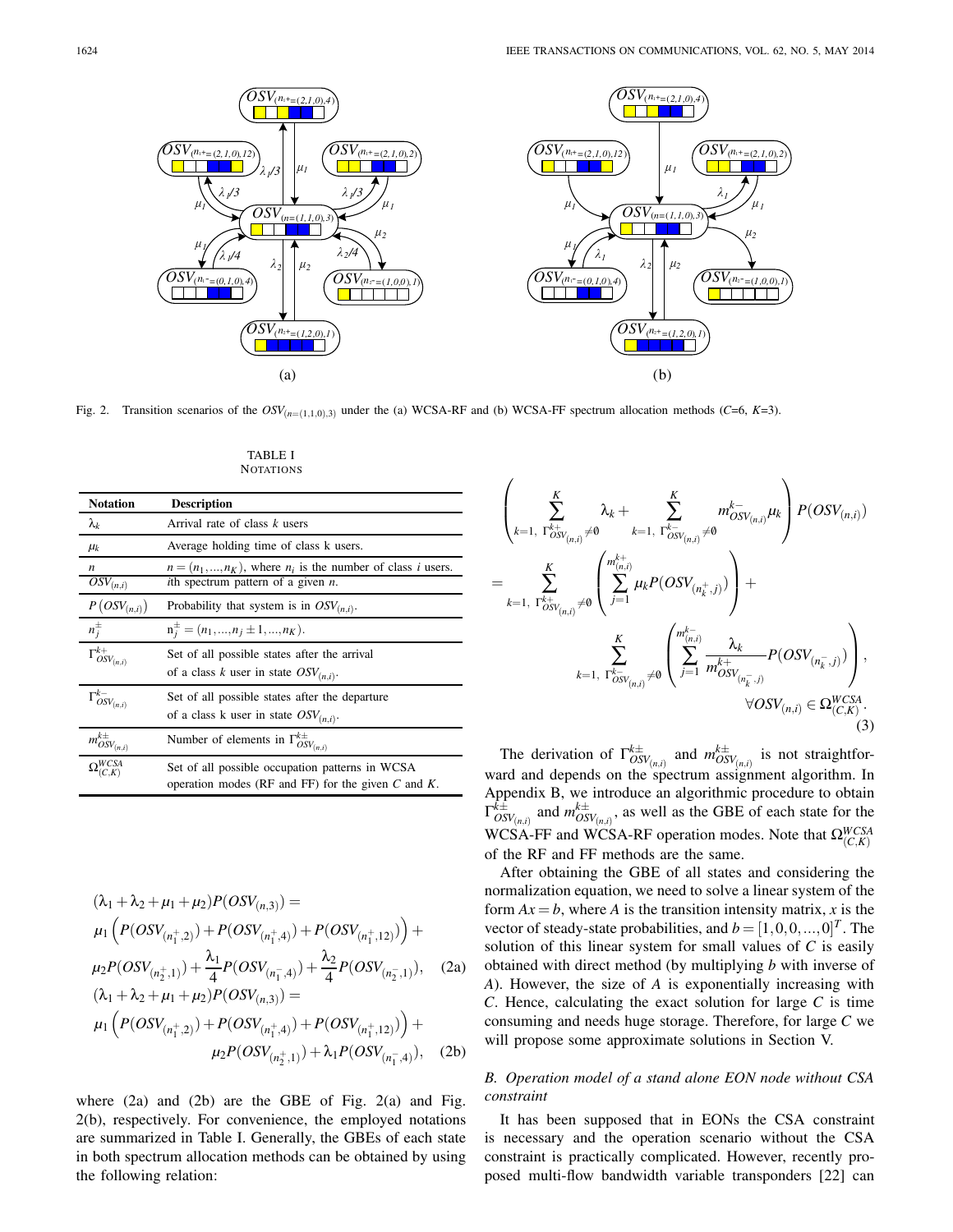Fig. 2. Transition scenarios of the $OSV_{(n=(1,1,0),3)}$ under the (a) WCSA-RF and (b) WCSA-FF spectrum allocation methods ($C$=6, $K$=3).

$$
(\lambda_1+\lambda_2+\mu_1+\mu_2)P(OSV_{(n,3)}) = \mu_1\left(P(OSV_{(n_1^+,2)})+P(OSV_{(n_1^+,4)})+P(OSV_{(n_1^+,12)})\right)+ \mu_2 P(OSV_{(n_2^+,1)})+\frac{\lambda_1}{4}P(OSV_{(n_1^-,4)})+\frac{\lambda_2}{4}P(OSV_{(n_2^-,1)}), \quad (2a)
$$

$$
(\lambda_1+\lambda_2+\mu_1+\mu_2)P(OSV_{(n,3)}) = \mu_1\left(P(OSV_{(n_1^+,2)})+P(OSV_{(n_1^+,4)})+P(OSV_{(n_1^+,12)})\right)+ \mu_2 P(OSV_{(n_2^+,1)})+\lambda_1 P(OSV_{(n_1^-,4)}), \quad (2b)
$$

where (2a) and (2b) are the GBE of Fig. 2(a) and Fig. 2(b), respectively. For convenience, the employed notations are summarized in Table I. Generally, the GBEs of each state in both spectrum allocation methods can be obtained by using the following relation:

TABLE I
NOTATIONS

| Notation | Description |
|---|---|
| $\lambda_k$ | Arrival rate of class $k$ users |
| $\mu_k$ | Average holding time of class k users. |
| $n$ | $n=(n_1,...,n_K)$, where $n_i$ is the number of class $i$ users. |
| $OSV_{(n,i)}$ | $i$th spectrum pattern of a given $n$. |
| $P\left(OSV_{(n,i)}\right)$ | Probability that system is in $OSV_{(n,i)}$. |
| $n_j^{\pm}$ | $n_j^{\pm}=(n_1,...,n_j\pm 1,...,n_K)$. |
| $\Gamma^{k+}_{OSV_{(n,i)}}$ | Set of all possible states after the arrival of a class $k$ user in state $OSV_{(n,i)}$. |
| $\Gamma^{k-}_{OSV_{(n,i)}}$ | Set of all possible states after the departure of a class k user in state $OSV_{(n,i)}$. |
| $m^{k\pm}_{OSV_{(n,i)}}$ | Number of elements in $\Gamma^{k\pm}_{OSV_{(n,i)}}$ |
| $\Omega^{WCSA}_{(C,K)}$ | Set of all possible occupation patterns in WCSA operation modes (RF and FF) for the given $C$ and $K$. |

$$
\left(\sum_{k=1,\ \Gamma^{k+}_{OSV_{(n,i)}}\neq\emptyset}^{K}\lambda_k+\sum_{k=1,\ \Gamma^{k-}_{OSV_{(n,i)}}\neq\emptyset}^{K} m^{k-}_{OSV_{(n,i)}}\mu_k\right)P(OSV_{(n,i)})
= \sum_{k=1,\ \Gamma^{k+}_{OSV_{(n,i)}}\neq\emptyset}^{K}\left(\sum_{j=1}^{m^{k+}_{(n,i)}}\mu_k P(OSV_{(n_k^+,j)})\right)+ \sum_{k=1,\ \Gamma^{k-}_{OSV_{(n,i)}}\neq\emptyset}^{K}\left(\sum_{j=1}^{m^{k-}_{(n,i)}}\frac{\lambda_k}{m^{k+}_{OSV_{(n_k^-,j)}}}P(OSV_{(n_k^-,j)})\right), \quad \forall OSV_{(n,i)}\in\Omega^{WCSA}_{(C,K)}. \quad (3)
$$

The derivation of $\Gamma^{k\pm}_{OSV_{(n,i)}}$ and $m^{k\pm}_{OSV_{(n,i)}}$ is not straightforward and depends on the spectrum assignment algorithm. In Appendix B, we introduce an algorithmic procedure to obtain $\Gamma^{k\pm}_{OSV_{(n,i)}}$ and $m^{k\pm}_{OSV_{(n,i)}}$, as well as the GBE of each state for the WCSA-FF and WCSA-RF operation modes. Note that $\Omega^{WCSA}_{(C,K)}$ of the RF and FF methods are the same.

After obtaining the GBE of all states and considering the normalization equation, we need to solve a linear system of the form $Ax=b$, where $A$ is the transition intensity matrix, $x$ is the vector of steady-state probabilities, and $b=[1,0,0,...,0]^T$. The solution of this linear system for small values of $C$ is easily obtained with direct method (by multiplying $b$ with inverse of $A$). However, the size of $A$ is exponentially increasing with $C$. Hence, calculating the exact solution for large $C$ is time consuming and needs huge storage. Therefore, for large $C$ we will propose some approximate solutions in Section V.

### B. Operation model of a stand alone EON node without CSA constraint

It has been supposed that in EONs the CSA constraint is necessary and the operation scenario without the CSA constraint is practically complicated. However, recently proposed multi-flow bandwidth variable transponders [22] can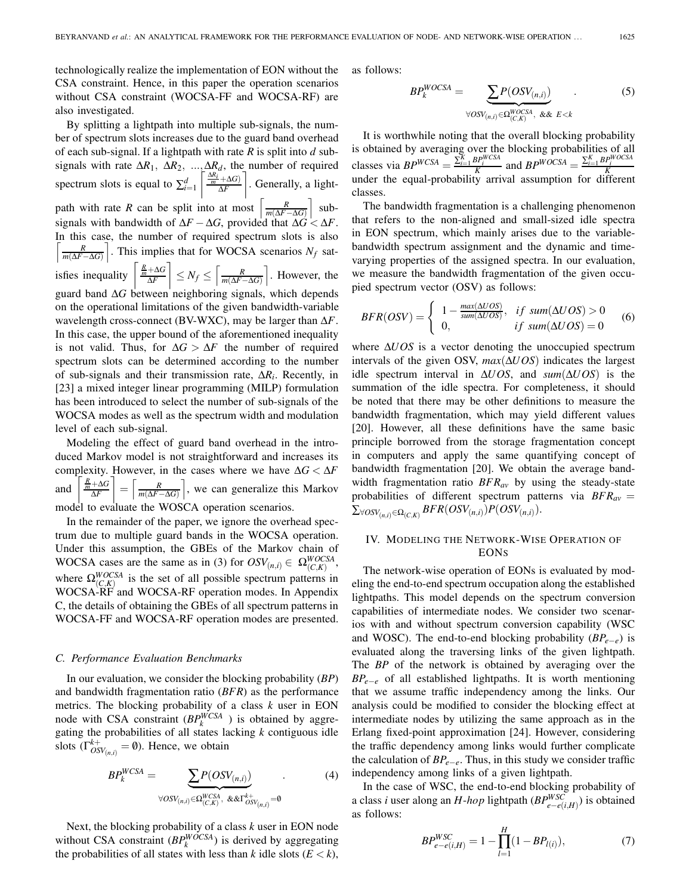technologically realize the implementation of EON without the CSA constraint. Hence, in this paper the operation scenarios without CSA constraint (WOCSA-FF and WOCSA-RF) are also investigated.

By splitting a lightpath into multiple sub-signals, the number of spectrum slots increases due to the guard band overhead of each sub-signal. If a lightpath with rate $R$ is split into $d$ sub-signals with rate $\Delta R_1$, $\Delta R_2$, ..., $\Delta R_d$, the number of required spectrum slots is equal to $\sum_{i=1}^{d} \left\lceil \frac{\frac{\Delta R_i}{m}+\Delta G)}{\Delta F} \right\rceil$. Generally, a lightpath with rate $R$ can be split into at most $\left\lceil \frac{R}{m(\Delta F - \Delta G)} \right\rceil$ sub-signals with bandwidth of $\Delta F - \Delta G$, provided that $\Delta G < \Delta F$. In this case, the number of required spectrum slots is also $\left\lceil \frac{R}{m(\Delta F - \Delta G)} \right\rceil$. This implies that for WOCSA scenarios $N_f$ satisfies inequality $\left\lceil \frac{\frac{R}{m}+\Delta G}{\Delta F} \right\rceil \leq N_f \leq \left\lceil \frac{R}{m(\Delta F - \Delta G)} \right\rceil$. However, the guard band $\Delta G$ between neighboring signals, which depends on the operational limitations of the given bandwidth-variable wavelength cross-connect (BV-WXC), may be larger than $\Delta F$. In this case, the upper bound of the aforementioned inequality is not valid. Thus, for $\Delta G > \Delta F$ the number of required spectrum slots can be determined according to the number of sub-signals and their transmission rate, $\Delta R_i$. Recently, in [23] a mixed integer linear programming (MILP) formulation has been introduced to select the number of sub-signals of the WOCSA modes as well as the spectrum width and modulation level of each sub-signal.

Modeling the effect of guard band overhead in the introduced Markov model is not straightforward and increases its complexity. However, in the cases where we have $\Delta G < \Delta F$ and $\left\lceil \frac{\frac{R}{m}+\Delta G}{\Delta F} \right\rceil = \left\lceil \frac{R}{m(\Delta F - \Delta G)} \right\rceil$, we can generalize this Markov model to evaluate the WOSCA operation scenarios.

In the remainder of the paper, we ignore the overhead spectrum due to multiple guard bands in the WOCSA operation. Under this assumption, the GBEs of the Markov chain of WOCSA cases are the same as in (3) for $OSV_{(n,i)} \in \Omega_{(C,K)}^{WOCSA}$, where $\Omega_{(C,K)}^{WOCSA}$ is the set of all possible spectrum patterns in WOCSA-RF and WOCSA-RF operation modes. In Appendix C, the details of obtaining the GBEs of all spectrum patterns in WOCSA-FF and WOCSA-RF operation modes are presented.

### C. Performance Evaluation Benchmarks

In our evaluation, we consider the blocking probability ($BP$) and bandwidth fragmentation ratio ($BFR$) as the performance metrics. The blocking probability of a class $k$ user in EON node with CSA constraint ($BP_k^{WCSA}$ ) is obtained by aggregating the probabilities of all states lacking $k$ contiguous idle slots ($\Gamma_{OSV_{(n,i)}}^{k+} = \emptyset$). Hence, we obtain

$$BP_k^{WCSA} = \underbrace{\sum P(OSV_{(n,i)})}_{\forall OSV_{(n,i)} \in \Omega_{(C,K)}^{WCSA}, \ \&\& \Gamma_{OSV_{(n,i)}}^{k+} = \emptyset} . \tag{4}$$

Next, the blocking probability of a class $k$ user in EON node without CSA constraint ($BP_k^{WOCSA}$) is derived by aggregating the probabilities of all states with less than $k$ idle slots ($E < k$), as follows:

$$BP_k^{WOCSA} = \underbrace{\sum P(OSV_{(n,i)})}_{\forall OSV_{(n,i)} \in \Omega_{(C,K)}^{WOCSA}, \ \&\& \ E<k} . \tag{5}$$

It is worthwhile noting that the overall blocking probability is obtained by averaging over the blocking probabilities of all classes via $BP^{WCSA} = \frac{\sum_{i=1}^{K} BP_i^{WCSA}}{K}$ and $BP^{WOCSA} = \frac{\sum_{i=1}^{K} BP_i^{WOCSA}}{K}$ under the equal-probability arrival assumption for different classes.

The bandwidth fragmentation is a challenging phenomenon that refers to the non-aligned and small-sized idle spectra in EON spectrum, which mainly arises due to the variable-bandwidth spectrum assignment and the dynamic and time-varying properties of the assigned spectra. In our evaluation, we measure the bandwidth fragmentation of the given occupied spectrum vector (OSV) as follows:

$$BFR(OSV) = \begin{cases} 1 - \frac{max(\Delta UOS)}{sum(\Delta UOS)}, & if \ sum(\Delta UOS) > 0 \\ 0, & if \ sum(\Delta UOS) = 0 \end{cases} \tag{6}$$

where $\Delta UOS$ is a vector denoting the unoccupied spectrum intervals of the given OSV, $max(\Delta UOS)$ indicates the largest idle spectrum interval in $\Delta UOS$, and $sum(\Delta UOS)$ is the summation of the idle spectra. For completeness, it should be noted that there may be other definitions to measure the bandwidth fragmentation, which may yield different values [20]. However, all these definitions have the same basic principle borrowed from the storage fragmentation concept in computers and apply the same quantifying concept of bandwidth fragmentation [20]. We obtain the average bandwidth fragmentation ratio $BFR_{av}$ by using the steady-state probabilities of different spectrum patterns via $BFR_{av} = \sum_{\forall OSV_{(n,i)} \in \Omega_{(C,K)}} BFR(OSV_{(n,i)}) P(OSV_{(n,i)})$.

## IV. Modeling the Network-Wise Operation of EONs

The network-wise operation of EONs is evaluated by modeling the end-to-end spectrum occupation along the established lightpaths. This model depends on the spectrum conversion capabilities of intermediate nodes. We consider two scenarios with and without spectrum conversion capability (WSC and WOSC). The end-to-end blocking probability ($BP_{e-e}$) is evaluated along the traversing links of the given lightpath. The $BP$ of the network is obtained by averaging over the $BP_{e-e}$ of all established lightpaths. It is worth mentioning that we assume traffic independency among the links. Our analysis could be modified to consider the blocking effect at intermediate nodes by utilizing the same approach as in the Erlang fixed-point approximation [24]. However, considering the traffic dependency among links would further complicate the calculation of $BP_{e-e}$. Thus, in this study we consider traffic independency among links of a given lightpath.

In the case of WSC, the end-to-end blocking probability of a class $i$ user along an $H$-hop lightpath ($BP_{e-e(i,H)}^{WSC}$) is obtained as follows:

$$BP_{e-e(i,H)}^{WSC} = 1 - \prod_{l=1}^{H} (1 - BP_{l(i)}), \tag{7}$$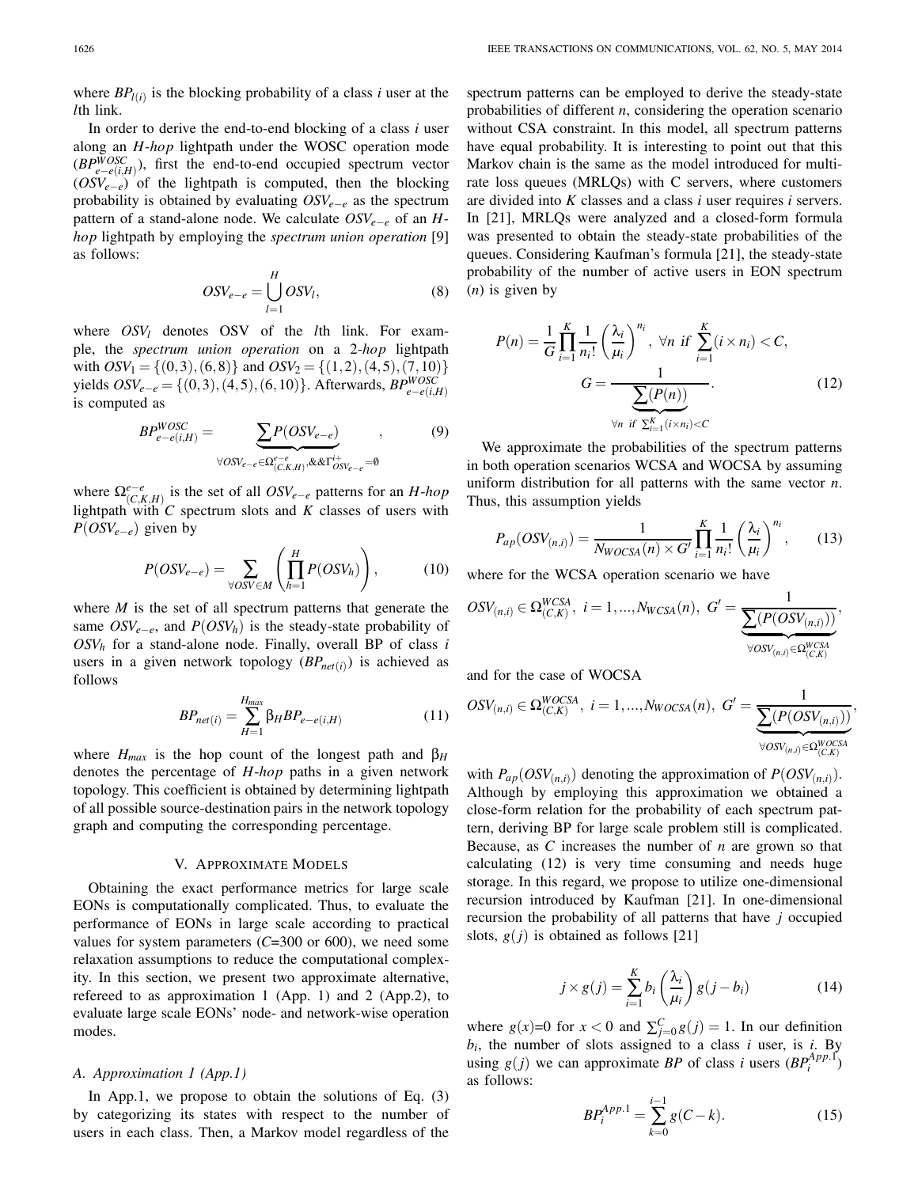where $BP_{l(i)}$ is the blocking probability of a class $i$ user at the $l$th link.

In order to derive the end-to-end blocking of a class $i$ user along an *H-hop* lightpath under the WOSC operation mode ($BP^{WOSC}_{e-e(i,H)}$), first the end-to-end occupied spectrum vector ($OSV_{e-e}$) of the lightpath is computed, then the blocking probability is obtained by evaluating $OSV_{e-e}$ as the spectrum pattern of a stand-alone node. We calculate $OSV_{e-e}$ of an *H-hop* lightpath by employing the *spectrum union operation* [9] as follows:

$$OSV_{e-e} = \bigcup_{l=1}^{H} OSV_l, \tag{8}$$

where $OSV_l$ denotes OSV of the $l$th link. For example, the *spectrum union operation* on a 2-*hop* lightpath with $OSV_1 = \{(0,3),(6,8)\}$ and $OSV_2 = \{(1,2),(4,5),(7,10)\}$ yields $OSV_{e-e} = \{(0,3),(4,5),(6,10)\}$. Afterwards, $BP^{WOSC}_{e-e(i,H)}$ is computed as

$$BP^{WOSC}_{e-e(i,H)} = \underbrace{\sum P(OSV_{e-e})}_{\forall OSV_{e-e} \in \Omega^{e-e}_{(C,K,H)}, \&\& \Gamma^{i+}_{OSV_{e-e}} = \emptyset}, \tag{9}$$

where $\Omega^{e-e}_{(C,K,H)}$ is the set of all $OSV_{e-e}$ patterns for an *H-hop* lightpath with $C$ spectrum slots and $K$ classes of users with $P(OSV_{e-e})$ given by

$$P(OSV_{e-e}) = \sum_{\forall OSV \in M} \left( \prod_{h=1}^{H} P(OSV_h) \right), \tag{10}$$

where $M$ is the set of all spectrum patterns that generate the same $OSV_{e-e}$, and $P(OSV_h)$ is the steady-state probability of $OSV_h$ for a stand-alone node. Finally, overall BP of class $i$ users in a given network topology ($BP_{net(i)}$) is achieved as follows

$$BP_{net(i)} = \sum_{H=1}^{H_{max}} \beta_H BP_{e-e(i,H)} \tag{11}$$

where $H_{max}$ is the hop count of the longest path and $\beta_H$ denotes the percentage of *H-hop* paths in a given network topology. This coefficient is obtained by determining lightpath of all possible source-destination pairs in the network topology graph and computing the corresponding percentage.

## V. Approximate Models

Obtaining the exact performance metrics for large scale EONs is computationally complicated. Thus, to evaluate the performance of EONs in large scale according to practical values for system parameters ($C$=300 or 600), we need some relaxation assumptions to reduce the computational complexity. In this section, we present two approximate alternative, refereed to as approximation 1 (App. 1) and 2 (App.2), to evaluate large scale EONs' node- and network-wise operation modes.

### A. Approximation 1 (App.1)

In App.1, we propose to obtain the solutions of Eq. (3) by categorizing its states with respect to the number of users in each class. Then, a Markov model regardless of the spectrum patterns can be employed to derive the steady-state probabilities of different $n$, considering the operation scenario without CSA constraint. In this model, all spectrum patterns have equal probability. It is interesting to point out that this Markov chain is the same as the model introduced for multi-rate loss queues (MRLQs) with C servers, where customers are divided into $K$ classes and a class $i$ user requires $i$ servers. In [21], MRLQs were analyzed and a closed-form formula was presented to obtain the steady-state probabilities of the queues. Considering Kaufman's formula [21], the steady-state probability of the number of active users in EON spectrum ($n$) is given by

$$P(n) = \frac{1}{G} \prod_{i=1}^{K} \frac{1}{n_i!} \left( \frac{\lambda_i}{\mu_i} \right)^{n_i}, \ \forall n \ \textit{if} \ \sum_{i=1}^{K} (i \times n_i) < C,$$
$$G = \frac{1}{\underbrace{\sum (P(n))}_{\forall n \ \textit{if} \ \sum_{i=1}^{K} (i \times n_i) < C}}. \tag{12}$$

We approximate the probabilities of the spectrum patterns in both operation scenarios WCSA and WOCSA by assuming uniform distribution for all patterns with the same vector $n$. Thus, this assumption yields

$$P_{ap}(OSV_{(n,i)}) = \frac{1}{N_{WOCSA}(n) \times G'} \prod_{i=1}^{K} \frac{1}{n_i!} \left( \frac{\lambda_i}{\mu_i} \right)^{n_i}, \tag{13}$$

where for the WCSA operation scenario we have

$$OSV_{(n,i)} \in \Omega^{WCSA}_{(C,K)}, \ i = 1, \ldots, N_{WCSA}(n), \ G' = \frac{1}{\underbrace{\sum (P(OSV_{(n,i)}))}_{\forall OSV_{(n,i)} \in \Omega^{WCSA}_{(C,K)}}},$$

and for the case of WOCSA

$$OSV_{(n,i)} \in \Omega^{WOCSA}_{(C,K)}, \ i = 1, \ldots, N_{WOCSA}(n), \ G' = \frac{1}{\underbrace{\sum (P(OSV_{(n,i)}))}_{\forall OSV_{(n,i)} \in \Omega^{WOCSA}_{(C,K)}}},$$

with $P_{ap}(OSV_{(n,i)})$ denoting the approximation of $P(OSV_{(n,i)})$. Although by employing this approximation we obtained a close-form relation for the probability of each spectrum pattern, deriving BP for large scale problem still is complicated. Because, as $C$ increases the number of $n$ are grown so that calculating (12) is very time consuming and needs huge storage. In this regard, we propose to utilize one-dimensional recursion introduced by Kaufman [21]. In one-dimensional recursion the probability of all patterns that have $j$ occupied slots, $g(j)$ is obtained as follows [21]

$$j \times g(j) = \sum_{i=1}^{K} b_i \left( \frac{\lambda_i}{\mu_i} \right) g(j - b_i) \tag{14}$$

where $g(x)$=0 for $x < 0$ and $\sum_{j=0}^{C} g(j) = 1$. In our definition $b_i$, the number of slots assigned to a class $i$ user, is $i$. By using $g(j)$ we can approximate $BP$ of class $i$ users ($BP^{App.1}_i$) as follows:

$$BP^{App.1}_i = \sum_{k=0}^{i-1} g(C - k). \tag{15}$$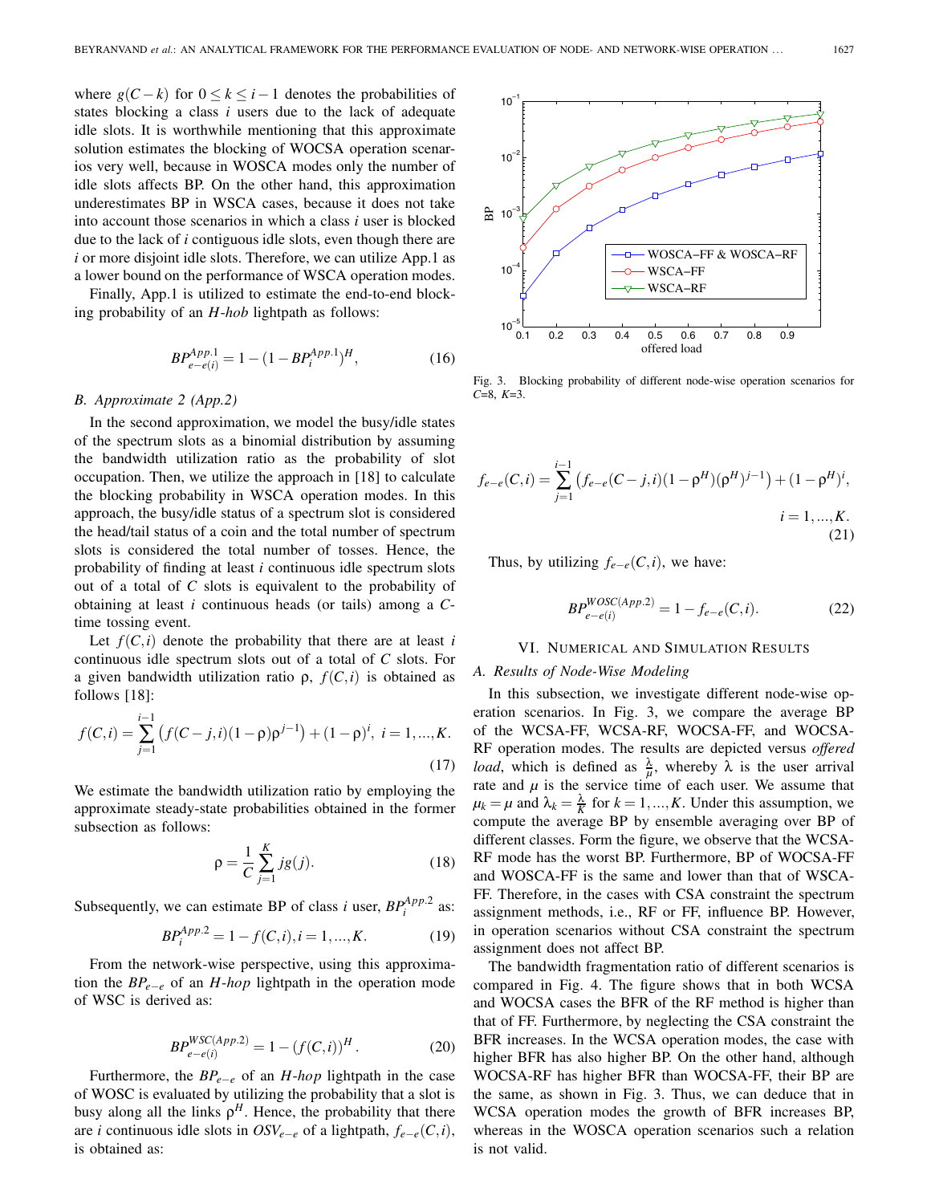where $g(C-k)$ for $0 \le k \le i-1$ denotes the probabilities of states blocking a class $i$ users due to the lack of adequate idle slots. It is worthwhile mentioning that this approximate solution estimates the blocking of WOCSA operation scenarios very well, because in WOSCA modes only the number of idle slots affects BP. On the other hand, this approximation underestimates BP in WSCA cases, because it does not take into account those scenarios in which a class $i$ user is blocked due to the lack of $i$ contiguous idle slots, even though there are $i$ or more disjoint idle slots. Therefore, we can utilize App.1 as a lower bound on the performance of WSCA operation modes.

Finally, App.1 is utilized to estimate the end-to-end blocking probability of an *H-hob* lightpath as follows:

$$BP_{e-e(i)}^{App.1} = 1 - (1 - BP_i^{App.1})^H, \tag{16}$$

### B. Approximate 2 (App.2)

In the second approximation, we model the busy/idle states of the spectrum slots as a binomial distribution by assuming the bandwidth utilization ratio as the probability of slot occupation. Then, we utilize the approach in [18] to calculate the blocking probability in WSCA operation modes. In this approach, the busy/idle status of a spectrum slot is considered the head/tail status of a coin and the total number of spectrum slots is considered the total number of tosses. Hence, the probability of finding at least $i$ continuous idle spectrum slots out of a total of $C$ slots is equivalent to the probability of obtaining at least $i$ continuous heads (or tails) among a $C$-time tossing event.

Let $f(C,i)$ denote the probability that there are at least $i$ continuous idle spectrum slots out of a total of $C$ slots. For a given bandwidth utilization ratio $\rho$, $f(C,i)$ is obtained as follows [18]:

$$f(C,i) = \sum_{j=1}^{i-1} \left( f(C-j,i)(1-\rho)\rho^{j-1} \right) + (1-\rho)^i, \; i = 1, ..., K. \tag{17}$$

We estimate the bandwidth utilization ratio by employing the approximate steady-state probabilities obtained in the former subsection as follows:

$$\rho = \frac{1}{C} \sum_{j=1}^{K} j g(j). \tag{18}$$

Subsequently, we can estimate BP of class $i$ user, $BP_i^{App.2}$ as:

$$BP_i^{App.2} = 1 - f(C,i), i = 1, ..., K. \tag{19}$$

From the network-wise perspective, using this approximation the $BP_{e-e}$ of an *H-hop* lightpath in the operation mode of WSC is derived as:

$$BP_{e-e(i)}^{WSC(App.2)} = 1 - (f(C,i))^H. \tag{20}$$

Furthermore, the $BP_{e-e}$ of an *H-hop* lightpath in the case of WOSC is evaluated by utilizing the probability that a slot is busy along all the links $\rho^H$. Hence, the probability that there are $i$ continuous idle slots in $OSV_{e-e}$ of a lightpath, $f_{e-e}(C,i)$, is obtained as:

Fig. 3. Blocking probability of different node-wise operation scenarios for $C$=8, $K$=3.

$$f_{e-e}(C,i) = \sum_{j=1}^{i-1} \left( f_{e-e}(C-j,i)(1-\rho^H)(\rho^H)^{j-1} \right) + (1-\rho^H)^i, \quad i = 1, ..., K. \tag{21}$$

Thus, by utilizing $f_{e-e}(C,i)$, we have:

$$BP_{e-e(i)}^{WOSC(App.2)} = 1 - f_{e-e}(C,i). \tag{22}$$

## VI. Numerical and Simulation Results

### A. Results of Node-Wise Modeling

In this subsection, we investigate different node-wise operation scenarios. In Fig. 3, we compare the average BP of the WCSA-FF, WCSA-RF, WOCSA-FF, and WOCSA-RF operation modes. The results are depicted versus *offered load*, which is defined as $\frac{\lambda}{\mu}$, whereby $\lambda$ is the user arrival rate and $\mu$ is the service time of each user. We assume that $\mu_k = \mu$ and $\lambda_k = \frac{\lambda}{K}$ for $k = 1, ..., K$. Under this assumption, we compute the average BP by ensemble averaging over BP of different classes. Form the figure, we observe that the WCSA-RF mode has the worst BP. Furthermore, BP of WOCSA-FF and WOCSA-FF is the same and lower than that of WSCA-FF. Therefore, in the cases with CSA constraint the spectrum assignment methods, i.e., RF or FF, influence BP. However, in operation scenarios without CSA constraint the spectrum assignment does not affect BP.

The bandwidth fragmentation ratio of different scenarios is compared in Fig. 4. The figure shows that in both WCSA and WOCSA cases the BFR of the RF method is higher than that of FF. Furthermore, by neglecting the CSA constraint the BFR increases. In the WCSA operation modes, the case with higher BFR has also higher BP. On the other hand, although WOCSA-RF has higher BFR than WOCSA-FF, their BP are the same, as shown in Fig. 3. Thus, we can deduce that in WCSA operation modes the growth of BFR increases BP, whereas in the WOSCA operation scenarios such a relation is not valid.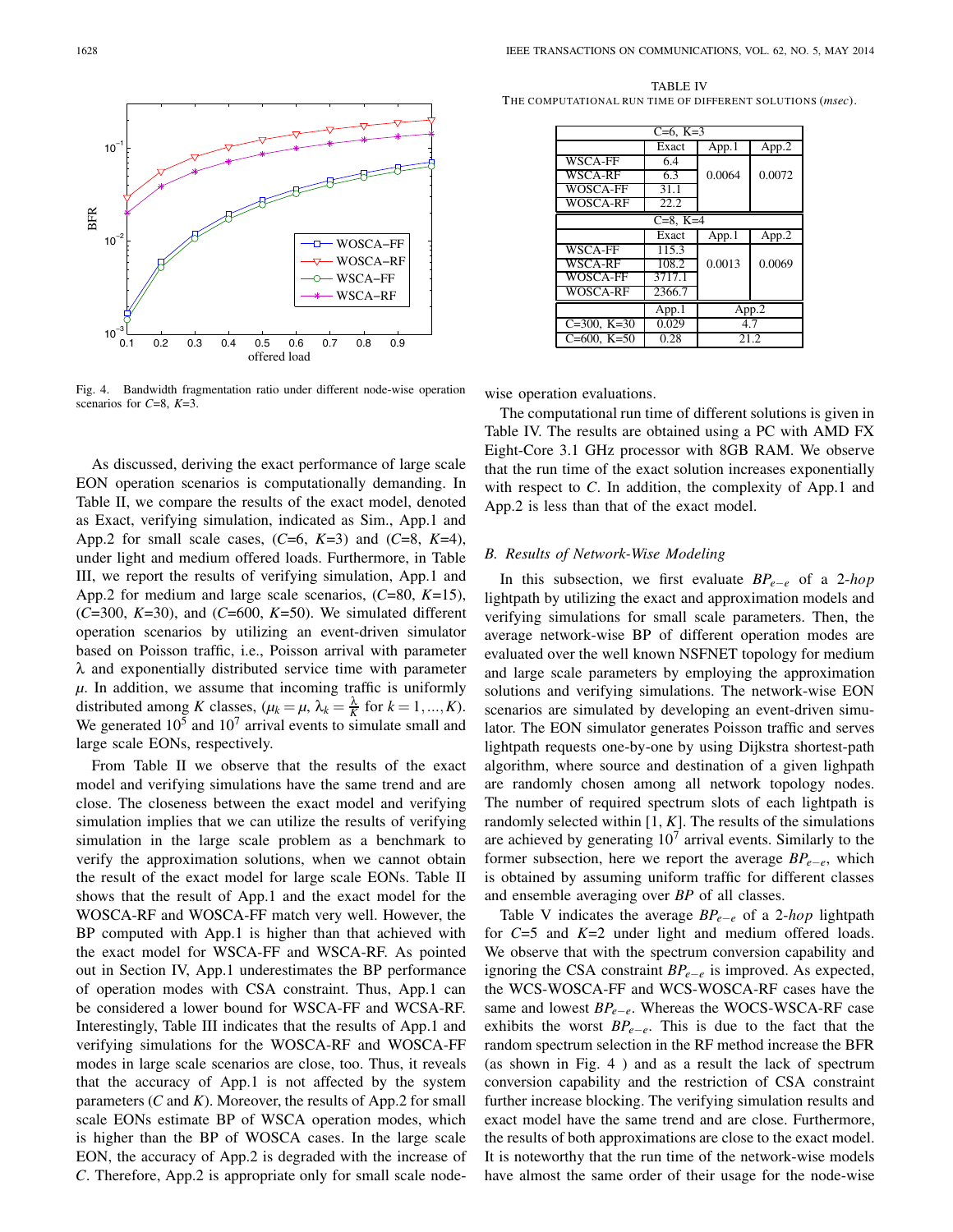Fig. 4. Bandwidth fragmentation ratio under different node-wise operation scenarios for $C$=8, $K$=3.

As discussed, deriving the exact performance of large scale EON operation scenarios is computationally demanding. In Table II, we compare the results of the exact model, denoted as Exact, verifying simulation, indicated as Sim., App.1 and App.2 for small scale cases, ($C$=6, $K$=3) and ($C$=8, $K$=4), under light and medium offered loads. Furthermore, in Table III, we report the results of verifying simulation, App.1 and App.2 for medium and large scale scenarios, ($C$=80, $K$=15), ($C$=300, $K$=30), and ($C$=600, $K$=50). We simulated different operation scenarios by utilizing an event-driven simulator based on Poisson traffic, i.e., Poisson arrival with parameter $\lambda$ and exponentially distributed service time with parameter $\mu$. In addition, we assume that incoming traffic is uniformly distributed among $K$ classes, ($\mu_k = \mu$, $\lambda_k = \frac{\lambda}{K}$ for $k = 1,\ldots,K$). We generated $10^5$ and $10^7$ arrival events to simulate small and large scale EONs, respectively.

From Table II we observe that the results of the exact model and verifying simulations have the same trend and are close. The closeness between the exact model and verifying simulation implies that we can utilize the results of verifying simulation in the large scale problem as a benchmark to verify the approximation solutions, when we cannot obtain the result of the exact model for large scale EONs. Table II shows that the result of App.1 and the exact model for the WOSCA-RF and WOSCA-FF match very well. However, the BP computed with App.1 is higher than that achieved with the exact model for WSCA-FF and WSCA-RF. As pointed out in Section IV, App.1 underestimates the BP performance of operation modes with CSA constraint. Thus, App.1 can be considered a lower bound for WSCA-FF and WCSA-RF. Interestingly, Table III indicates that the results of App.1 and verifying simulations for the WOSCA-RF and WOSCA-FF modes in large scale scenarios are close, too. Thus, it reveals that the accuracy of App.1 is not affected by the system parameters ($C$ and $K$). Moreover, the results of App.2 for small scale EONs estimate BP of WSCA operation modes, which is higher than the BP of WOSCA cases. In the large scale EON, the accuracy of App.2 is degraded with the increase of $C$. Therefore, App.2 is appropriate only for small scale node-wise operation evaluations.

TABLE IV
THE COMPUTATIONAL RUN TIME OF DIFFERENT SOLUTIONS (*msec*).

| C=6, K=3 | | | |
|---|---|---|---|
| | Exact | App.1 | App.2 |
| WSCA-FF | 6.4 | 0.0064 | 0.0072 |
| WSCA-RF | 6.3 | | |
| WOSCA-FF | 31.1 | | |
| WOSCA-RF | 22.2 | | |
| **C=8, K=4** | | | |
| | Exact | App.1 | App.2 |
| WSCA-FF | 115.3 | 0.0013 | 0.0069 |
| WSCA-RF | 108.2 | | |
| WOSCA-FF | 3717.1 | | |
| WOSCA-RF | 2366.7 | | |
| | App.1 | App.2 | |
| C=300, K=30 | 0.029 | 4.7 | |
| C=600, K=50 | 0.28 | 21.2 | |

The computational run time of different solutions is given in Table IV. The results are obtained using a PC with AMD FX Eight-Core 3.1 GHz processor with 8GB RAM. We observe that the run time of the exact solution increases exponentially with respect to $C$. In addition, the complexity of App.1 and App.2 is less than that of the exact model.

### B. Results of Network-Wise Modeling

In this subsection, we first evaluate $BP_{e-e}$ of a 2-*hop* lightpath by utilizing the exact and approximation models and verifying simulations for small scale parameters. Then, the average network-wise BP of different operation modes are evaluated over the well known NSFNET topology for medium and large scale parameters by employing the approximation solutions and verifying simulations. The network-wise EON scenarios are simulated by developing an event-driven simulator. The EON simulator generates Poisson traffic and serves lightpath requests one-by-one by using Dijkstra shortest-path algorithm, where source and destination of a given lightpath are randomly chosen among all network topology nodes. The number of required spectrum slots of each lightpath is randomly selected within [1, $K$]. The results of the simulations are achieved by generating $10^7$ arrival events. Similarly to the former subsection, here we report the average $BP_{e-e}$, which is obtained by assuming uniform traffic for different classes and ensemble averaging over $BP$ of all classes.

Table V indicates the average $BP_{e-e}$ of a 2-*hop* lightpath for $C$=5 and $K$=2 under light and medium offered loads. We observe that with the spectrum conversion capability and ignoring the CSA constraint $BP_{e-e}$ is improved. As expected, the WCS-WOSCA-FF and WCS-WOSCA-RF cases have the same and lowest $BP_{e-e}$. Whereas the WOCS-WSCA-RF case exhibits the worst $BP_{e-e}$. This is due to the fact that the random spectrum selection in the RF method increase the BFR (as shown in Fig. 4 ) and as a result the lack of spectrum conversion capability and the restriction of CSA constraint further increase blocking. The verifying simulation results and exact model have the same trend and are close. Furthermore, the results of both approximations are close to the exact model. It is noteworthy that the run time of the network-wise models have almost the same order of their usage for the node-wise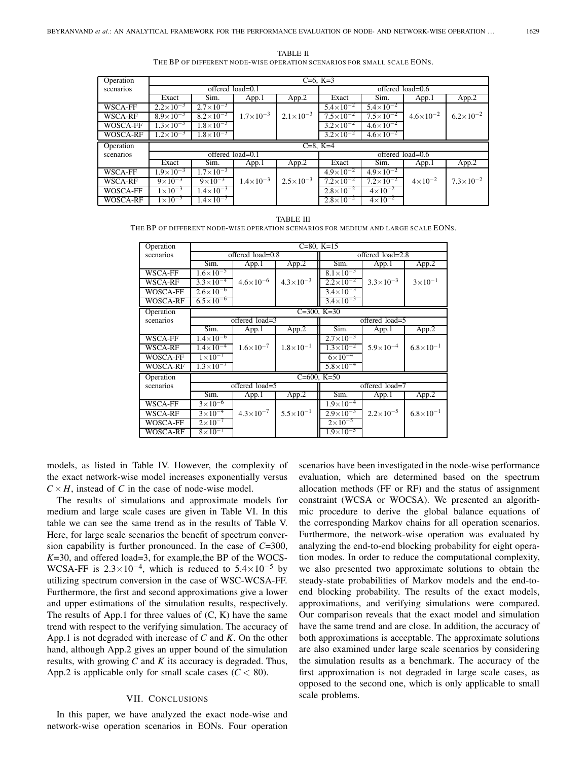TABLE II

THE BP OF DIFFERENT NODE-WISE OPERATION SCENARIOS FOR SMALL SCALE EONS.

| Operation scenarios | C=6, K=3 | | | | | | | |
|---|---|---|---|---|---|---|---|---|
| | offered load=0.1 | | | | offered load=0.6 | | | |
| | Exact | Sim. | App.1 | App.2 | Exact | Sim. | App.1 | App.2 |
| WSCA-FF | $2.2\times10^{-3}$ | $2.7\times10^{-3}$ | $1.7\times10^{-3}$ | $2.1\times10^{-3}$ | $5.4\times10^{-2}$ | $5.4\times10^{-2}$ | $4.6\times10^{-2}$ | $6.2\times10^{-2}$ |
| WSCA-RF | $8.9\times10^{-3}$ | $8.2\times10^{-3}$ | | | $7.5\times10^{-2}$ | $7.5\times10^{-2}$ | | |
| WOSCA-FF | $1.3\times10^{-3}$ | $1.8\times10^{-3}$ | | | $3.2\times10^{-2}$ | $4.6\times10^{-2}$ | | |
| WOSCA-RF | $1.2\times10^{-3}$ | $1.8\times10^{-3}$ | | | $3.2\times10^{-2}$ | $4.6\times10^{-2}$ | | |

| Operation scenarios | C=8, K=4 | | | | | | | |
|---|---|---|---|---|---|---|---|---|
| | offered load=0.1 | | | | offered load=0.6 | | | |
| | Exact | Sim. | App.1 | App.2 | Exact | Sim. | App.1 | App.2 |
| WSCA-FF | $1.9\times10^{-3}$ | $1.7\times10^{-3}$ | $1.4\times10^{-3}$ | $2.5\times10^{-3}$ | $4.9\times10^{-2}$ | $4.9\times10^{-2}$ | $4\times10^{-2}$ | $7.3\times10^{-2}$ |
| WSCA-RF | $9\times10^{-3}$ | $9\times10^{-3}$ | | | $7.2\times10^{-2}$ | $7.2\times10^{-2}$ | | |
| WOSCA-FF | $1\times10^{-3}$ | $1.4\times10^{-3}$ | | | $2.8\times10^{-2}$ | $4\times10^{-2}$ | | |
| WOSCA-RF | $1\times10^{-3}$ | $1.4\times10^{-3}$ | | | $2.8\times10^{-2}$ | $4\times10^{-2}$ | | |

TABLE III

THE BP OF DIFFERENT NODE-WISE OPERATION SCENARIOS FOR MEDIUM AND LARGE SCALE EONS.

| Operation scenarios | C=80, K=15 | | | | | |
|---|---|---|---|---|---|---|
| | offered load=0.8 | | | offered load=2.8 | | |
| | Sim. | App.1 | App.2 | Sim. | App.1 | App.2 |
| WSCA-FF | $1.6\times10^{-5}$ | $4.6\times10^{-6}$ | $4.3\times10^{-3}$ | $8.1\times10^{-3}$ | $3.3\times10^{-3}$ | $3\times10^{-1}$ |
| WSCA-RF | $3.3\times10^{-4}$ | | | $2.2\times10^{-2}$ | | |
| WOSCA-FF | $2.6\times10^{-6}$ | | | $3.4\times10^{-3}$ | | |
| WOSCA-RF | $6.5\times10^{-6}$ | | | $3.4\times10^{-3}$ | | |

| Operation scenarios | C=300, K=30 | | | | | |
|---|---|---|---|---|---|---|
| | offered load=3 | | | offered load=5 | | |
| | Sim. | App.1 | App.2 | Sim. | App.1 | App.2 |
| WSCA-FF | $1.4\times10^{-6}$ | $1.6\times10^{-7}$ | $1.8\times10^{-1}$ | $2.7\times10^{-3}$ | $5.9\times10^{-4}$ | $6.8\times10^{-1}$ |
| WSCA-RF | $1.4\times10^{-4}$ | | | $1.3\times10^{-2}$ | | |
| WOSCA-FF | $1\times10^{-7}$ | | | $6\times10^{-4}$ | | |
| WOSCA-RF | $1.3\times10^{-7}$ | | | $5.8\times10^{-4}$ | | |

| Operation scenarios | C=600, K=50 | | | | | |
|---|---|---|---|---|---|---|
| | offered load=5 | | | offered load=7 | | |
| | Sim. | App.1 | App.2 | Sim. | App.1 | App.2 |
| WSCA-FF | $3\times10^{-6}$ | $4.3\times10^{-7}$ | $5.5\times10^{-1}$ | $1.9\times10^{-4}$ | $2.2\times10^{-5}$ | $6.8\times10^{-1}$ |
| WSCA-RF | $3\times10^{-4}$ | | | $2.9\times10^{-3}$ | | |
| WOSCA-FF | $2\times10^{-7}$ | | | $2\times10^{-5}$ | | |
| WOSCA-RF | $8\times10^{-7}$ | | | $1.9\times10^{-5}$ | | |

models, as listed in Table IV. However, the complexity of the exact network-wise model increases exponentially versus $C \times H$, instead of $C$ in the case of node-wise model.

The results of simulations and approximate models for medium and large scale cases are given in Table VI. In this table we can see the same trend as in the results of Table V. Here, for large scale scenarios the benefit of spectrum conversion capability is further pronounced. In the case of $C$=300, $K$=30, and offered load=3, for example,the BP of the WOCS-WCSA-FF is $2.3\times10^{-4}$, which is reduced to $5.4\times10^{-5}$ by utilizing spectrum conversion in the case of WSC-WCSA-FF. Furthermore, the first and second approximations give a lower and upper estimations of the simulation results, respectively. The results of App.1 for three values of (C, K) have the same trend with respect to the verifying simulation. The accuracy of App.1 is not degraded with increase of $C$ and $K$. On the other hand, although App.2 gives an upper bound of the simulation results, with growing $C$ and $K$ its accuracy is degraded. Thus, App.2 is applicable only for small scale cases ($C < 80$).

## VII. CONCLUSIONS

In this paper, we have analyzed the exact node-wise and network-wise operation scenarios in EONs. Four operation scenarios have been investigated in the node-wise performance evaluation, which are determined based on the spectrum allocation methods (FF or RF) and the status of assignment constraint (WCSA or WOCSA). We presented an algorithmic procedure to derive the global balance equations of the corresponding Markov chains for all operation scenarios. Furthermore, the network-wise operation was evaluated by analyzing the end-to-end blocking probability for eight operation modes. In order to reduce the computational complexity, we also presented two approximate solutions to obtain the steady-state probabilities of Markov models and the end-to-end blocking probability. The results of the exact models, approximations, and verifying simulations were compared. Our comparison reveals that the exact model and simulation have the same trend and are close. In addition, the accuracy of both approximations is acceptable. The approximate solutions are also examined under large scale scenarios by considering the simulation results as a benchmark. The accuracy of the first approximation is not degraded in large scale cases, as opposed to the second one, which is only applicable to small scale problems.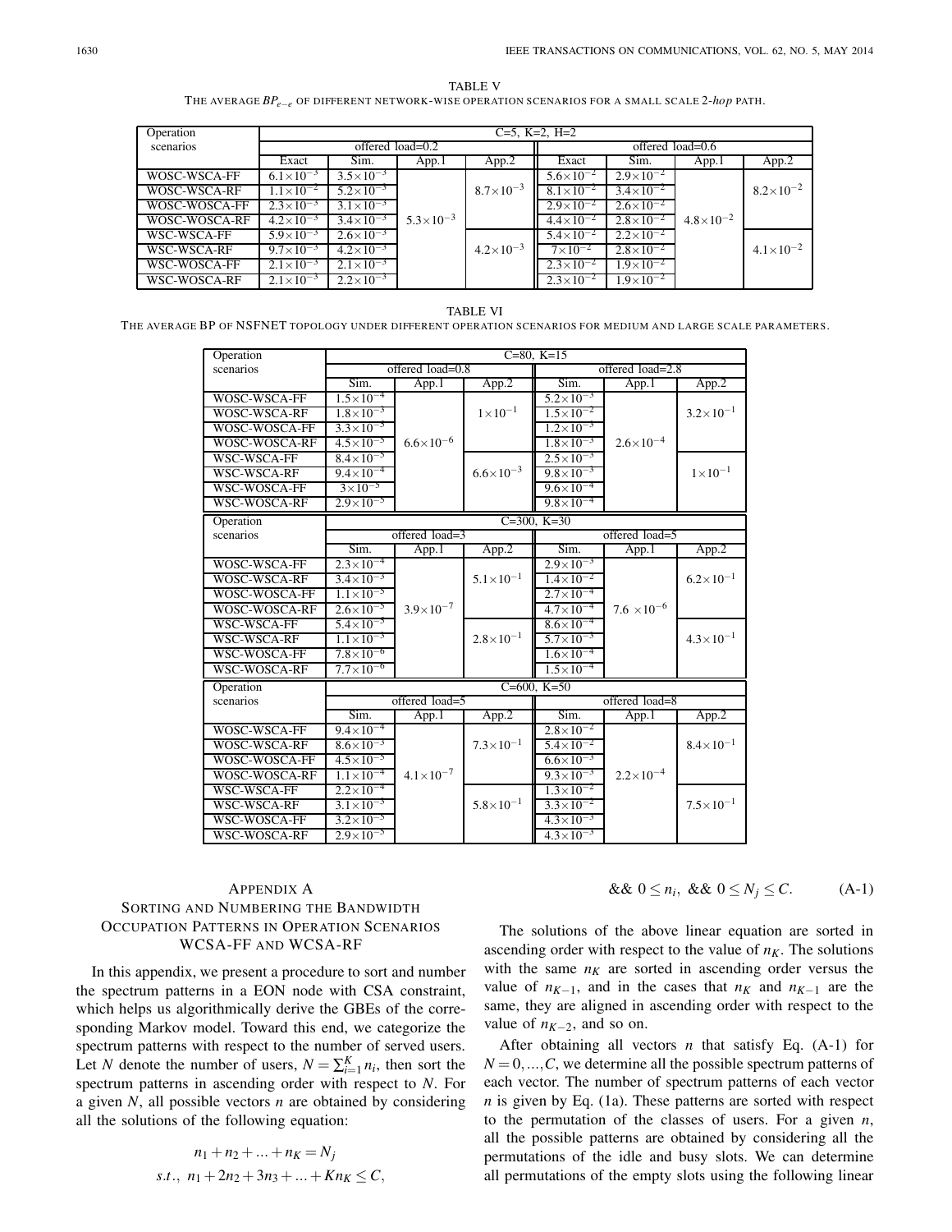TABLE V

THE AVERAGE $BP_{e-e}$ OF DIFFERENT NETWORK-WISE OPERATION SCENARIOS FOR A SMALL SCALE 2-*hop* PATH.

| Operation scenarios | C=5, K=2, H=2 | | | | | | | |
|---|---|---|---|---|---|---|---|---|
| | offered load=0.2 | | | | offered load=0.6 | | | |
| | Exact | Sim. | App.1 | App.2 | Exact | Sim. | App.1 | App.2 |
| WOSC-WSCA-FF | $6.1\times10^{-3}$ | $3.5\times10^{-3}$ | $5.3\times10^{-3}$ | $8.7\times10^{-3}$ | $5.6\times10^{-2}$ | $2.9\times10^{-2}$ | $4.8\times10^{-2}$ | $8.2\times10^{-2}$ |
| WOSC-WSCA-RF | $1.1\times10^{-2}$ | $5.2\times10^{-3}$ | | | $8.1\times10^{-2}$ | $3.4\times10^{-2}$ | | |
| WOSC-WOSCA-FF | $2.3\times10^{-3}$ | $3.1\times10^{-3}$ | | | $2.9\times10^{-2}$ | $2.6\times10^{-2}$ | | |
| WOSC-WOSCA-RF | $4.2\times10^{-3}$ | $3.4\times10^{-3}$ | | | $4.4\times10^{-2}$ | $2.8\times10^{-2}$ | | |
| WSC-WSCA-FF | $5.9\times10^{-3}$ | $2.6\times10^{-3}$ | | $4.2\times10^{-3}$ | $5.4\times10^{-2}$ | $2.2\times10^{-2}$ | | $4.1\times10^{-2}$ |
| WSC-WSCA-RF | $9.7\times10^{-3}$ | $4.2\times10^{-3}$ | | | $7\times10^{-2}$ | $2.8\times10^{-2}$ | | |
| WSC-WOSCA-FF | $2.1\times10^{-3}$ | $2.1\times10^{-3}$ | | | $2.3\times10^{-2}$ | $1.9\times10^{-2}$ | | |
| WSC-WOSCA-RF | $2.1\times10^{-3}$ | $2.2\times10^{-3}$ | | | $2.3\times10^{-2}$ | $1.9\times10^{-2}$ | | |

TABLE VI

THE AVERAGE BP OF NSFNET TOPOLOGY UNDER DIFFERENT OPERATION SCENARIOS FOR MEDIUM AND LARGE SCALE PARAMETERS.

| Operation scenarios | C=80, K=15 | | | | | |
|---|---|---|---|---|---|---|
| | offered load=0.8 | | | offered load=2.8 | | |
| | Sim. | App.1 | App.2 | Sim. | App.1 | App.2 |
| WOSC-WSCA-FF | $1.5\times10^{-4}$ | $6.6\times10^{-6}$ | $1\times10^{-1}$ | $5.2\times10^{-3}$ | $2.6\times10^{-4}$ | $3.2\times10^{-1}$ |
| WOSC-WSCA-RF | $1.8\times10^{-3}$ | | | $1.5\times10^{-2}$ | | |
| WOSC-WOSCA-FF | $3.3\times10^{-5}$ | | | $1.2\times10^{-3}$ | | |
| WOSC-WOSCA-RF | $4.5\times10^{-5}$ | | | $1.8\times10^{-3}$ | | |
| WSC-WSCA-FF | $8.4\times10^{-5}$ | | $6.6\times10^{-3}$ | $2.5\times10^{-3}$ | | $1\times10^{-1}$ |
| WSC-WSCA-RF | $9.4\times10^{-4}$ | | | $9.8\times10^{-3}$ | | |
| WSC-WOSCA-FF | $3\times10^{-5}$ | | | $9.6\times10^{-4}$ | | |
| WSC-WOSCA-RF | $2.9\times10^{-5}$ | | | $9.8\times10^{-4}$ | | |
| **Operation scenarios** | **C=300, K=30** | | | | | |
| | offered load=3 | | | offered load=5 | | |
| | Sim. | App.1 | App.2 | Sim. | App.1 | App.2 |
| WOSC-WSCA-FF | $2.3\times10^{-4}$ | $3.9\times10^{-7}$ | $5.1\times10^{-1}$ | $2.9\times10^{-3}$ | $7.6\times10^{-6}$ | $6.2\times10^{-1}$ |
| WOSC-WSCA-RF | $3.4\times10^{-3}$ | | | $1.4\times10^{-2}$ | | |
| WOSC-WOSCA-FF | $1.1\times10^{-5}$ | | | $2.7\times10^{-4}$ | | |
| WOSC-WOSCA-RF | $2.6\times10^{-5}$ | | | $4.7\times10^{-4}$ | | |
| WSC-WSCA-FF | $5.4\times10^{-5}$ | | $2.8\times10^{-1}$ | $8.6\times10^{-4}$ | | $4.3\times10^{-1}$ |
| WSC-WSCA-RF | $1.1\times10^{-3}$ | | | $5.7\times10^{-3}$ | | |
| WSC-WOSCA-FF | $7.8\times10^{-6}$ | | | $1.6\times10^{-4}$ | | |
| WSC-WOSCA-RF | $7.7\times10^{-6}$ | | | $1.5\times10^{-4}$ | | |
| **Operation scenarios** | **C=600, K=50** | | | | | |
| | offered load=5 | | | offered load=8 | | |
| | Sim. | App.1 | App.2 | Sim. | App.1 | App.2 |
| WOSC-WSCA-FF | $9.4\times10^{-4}$ | $4.1\times10^{-7}$ | $7.3\times10^{-1}$ | $2.8\times10^{-2}$ | $2.2\times10^{-4}$ | $8.4\times10^{-1}$ |
| WOSC-WSCA-RF | $8.6\times10^{-3}$ | | | $5.4\times10^{-2}$ | | |
| WOSC-WOSCA-FF | $4.5\times10^{-5}$ | | | $6.6\times10^{-3}$ | | |
| WOSC-WOSCA-RF | $1.1\times10^{-4}$ | | | $9.3\times10^{-3}$ | | |
| WSC-WSCA-FF | $2.2\times10^{-4}$ | | $5.8\times10^{-1}$ | $1.3\times10^{-2}$ | | $7.5\times10^{-1}$ |
| WSC-WSCA-RF | $3.1\times10^{-3}$ | | | $3.3\times10^{-2}$ | | |
| WSC-WOSCA-FF | $3.2\times10^{-5}$ | | | $4.3\times10^{-3}$ | | |
| WSC-WOSCA-RF | $2.9\times10^{-5}$ | | | $4.3\times10^{-3}$ | | |

## APPENDIX A
## SORTING AND NUMBERING THE BANDWIDTH OCCUPATION PATTERNS IN OPERATION SCENARIOS WCSA-FF AND WCSA-RF

In this appendix, we present a procedure to sort and number the spectrum patterns in a EON node with CSA constraint, which helps us algorithmically derive the GBEs of the corresponding Markov model. Toward this end, we categorize the spectrum patterns with respect to the number of served users. Let $N$ denote the number of users, $N=\sum_{i=1}^{K} n_i$, then sort the spectrum patterns in ascending order with respect to $N$. For a given $N$, all possible vectors $n$ are obtained by considering all the solutions of the following equation:

$$n_1+n_2+\ldots+n_K=N_j$$
$$s.t.,\ n_1+2n_2+3n_3+\ldots+Kn_K\leq C,$$
$$\&\&\ 0\leq n_i,\ \&\&\ 0\leq N_j\leq C. \qquad \text{(A-1)}$$

The solutions of the above linear equation are sorted in ascending order with respect to the value of $n_K$. The solutions with the same $n_K$ are sorted in ascending order versus the value of $n_{K-1}$, and in the cases that $n_K$ and $n_{K-1}$ are the same, they are aligned in ascending order with respect to the value of $n_{K-2}$, and so on.

After obtaining all vectors $n$ that satisfy Eq. (A-1) for $N=0,\ldots,C$, we determine all the possible spectrum patterns of each vector. The number of spectrum patterns of each vector $n$ is given by Eq. (1a). These patterns are sorted with respect to the permutation of the classes of users. For a given $n$, all the possible patterns are obtained by considering all the permutations of the idle and busy slots. We can determine all permutations of the empty slots using the following linear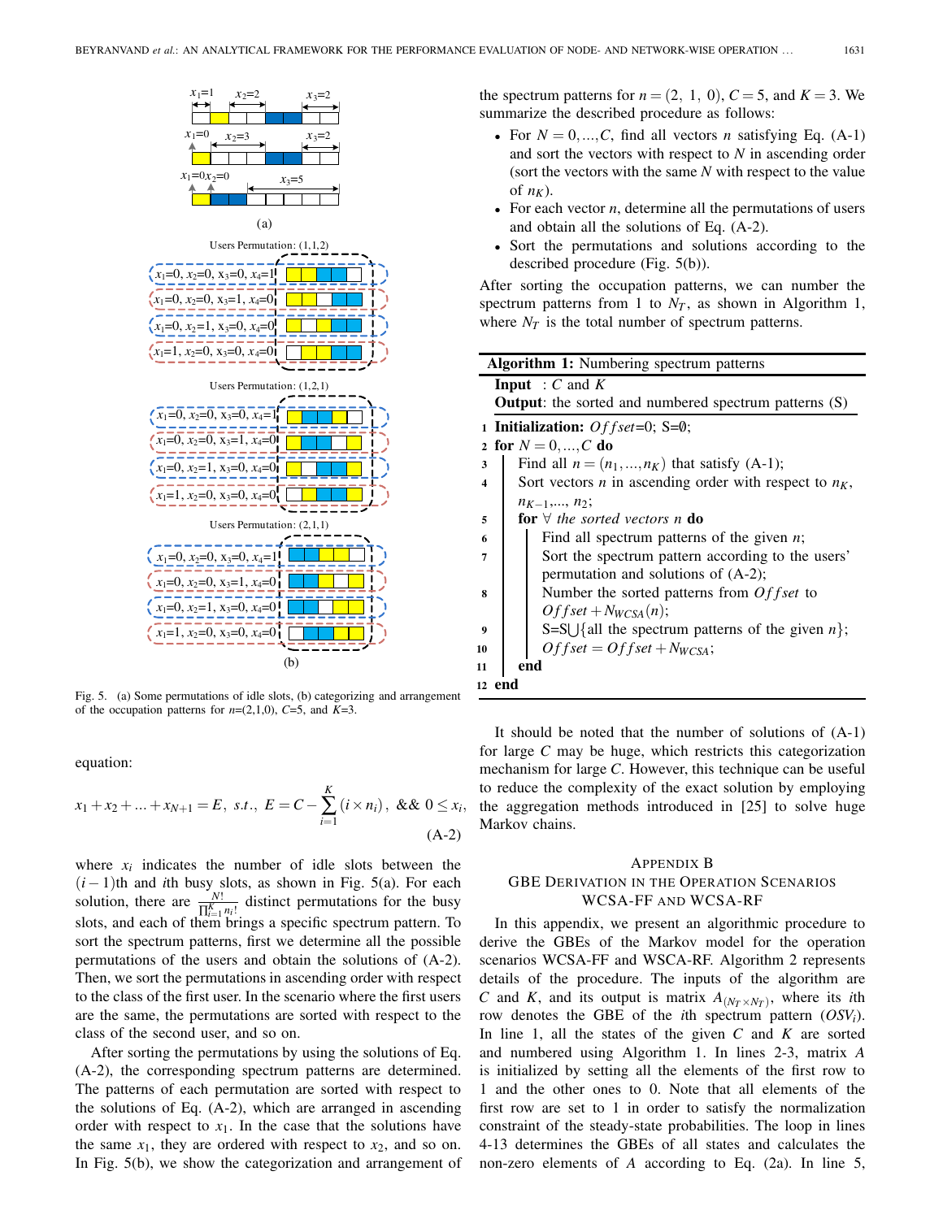Fig. 5. (a) Some permutations of idle slots, (b) categorizing and arrangement of the occupation patterns for $n$=(2,1,0), $C$=5, and $K$=3.

equation:

$$x_1 + x_2 + \ldots + x_{N+1} = E, \; s.t., \; E = C - \sum_{i=1}^{K}(i \times n_i), \;\&\&\; 0 \le x_i, \tag{A-2}$$

where $x_i$ indicates the number of idle slots between the $(i-1)$th and $i$th busy slots, as shown in Fig. 5(a). For each solution, there are $\frac{N!}{\prod_{i=1}^{K} n_i!}$ distinct permutations for the busy slots, and each of them brings a specific spectrum pattern. To sort the spectrum patterns, first we determine all the possible permutations of the users and obtain the solutions of (A-2). Then, we sort the permutations in ascending order with respect to the class of the first user. In the scenario where the first users are the same, the permutations are sorted with respect to the class of the second user, and so on.

After sorting the permutations by using the solutions of Eq. (A-2), the corresponding spectrum patterns are determined. The patterns of each permutation are sorted with respect to the solutions of Eq. (A-2), which are arranged in ascending order with respect to $x_1$. In the case that the solutions have the same $x_1$, they are ordered with respect to $x_2$, and so on. In Fig. 5(b), we show the categorization and arrangement of the spectrum patterns for $n = (2,\ 1,\ 0)$, $C = 5$, and $K = 3$. We summarize the described procedure as follows:

- For $N = 0, \ldots, C$, find all vectors $n$ satisfying Eq. (A-1) and sort the vectors with respect to $N$ in ascending order (sort the vectors with the same $N$ with respect to the value of $n_K$).
- For each vector $n$, determine all the permutations of users and obtain all the solutions of Eq. (A-2).
- Sort the permutations and solutions according to the described procedure (Fig. 5(b)).

After sorting the occupation patterns, we can number the spectrum patterns from 1 to $N_T$, as shown in Algorithm 1, where $N_T$ is the total number of spectrum patterns.

**Algorithm 1:** Numbering spectrum patterns

**Input** : $C$ and $K$
**Output**: the sorted and numbered spectrum patterns (S)

```
1  Initialization: Offset=0; S=∅;
2  for N = 0,...,C do
3     Find all n = (n_1,...,n_K) that satisfy (A-1);
4     Sort vectors n in ascending order with respect to n_K,
      n_{K-1},..., n_2;
5     for ∀ the sorted vectors n do
6        Find all spectrum patterns of the given n;
7        Sort the spectrum pattern according to the users'
         permutation and solutions of (A-2);
8        Number the sorted patterns from Offset to
         Offset + N_WCSA(n);
9        S=S ∪ {all the spectrum patterns of the given n};
10       Offset = Offset + N_WCSA;
11    end
12 end
```

It should be noted that the number of solutions of (A-1) for large $C$ may be huge, which restricts this categorization mechanism for large $C$. However, this technique can be useful to reduce the complexity of the exact solution by employing the aggregation methods introduced in [25] to solve huge Markov chains.

## Appendix B
## GBE Derivation in the Operation Scenarios WCSA-FF and WCSA-RF

In this appendix, we present an algorithmic procedure to derive the GBEs of the Markov model for the operation scenarios WCSA-FF and WCSA-RF. Algorithm 2 represents details of the procedure. The inputs of the algorithm are $C$ and $K$, and its output is matrix $A_{(N_T \times N_T)}$, where its $i$th row denotes the GBE of the $i$th spectrum pattern ($OSV_i$). In line 1, all the states of the given $C$ and $K$ are sorted and numbered using Algorithm 1. In lines 2-3, matrix $A$ is initialized by setting all the elements of the first row to 1 and the other ones to 0. Note that all elements of the first row are set to 1 in order to satisfy the normalization constraint of the steady-state probabilities. The loop in lines 4-13 determines the GBEs of all states and calculates the non-zero elements of $A$ according to Eq. (2a). In line 5,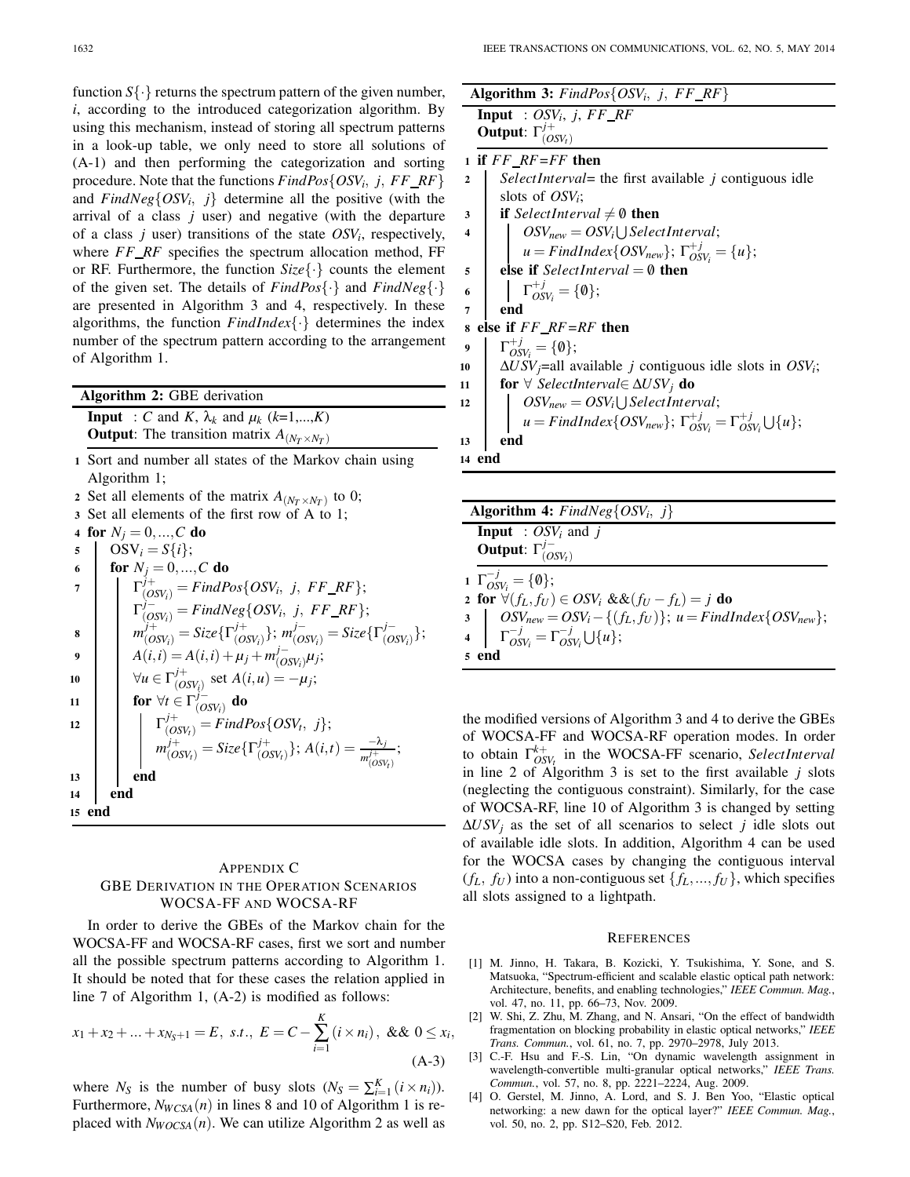function $S\{\cdot\}$ returns the spectrum pattern of the given number, $i$, according to the introduced categorization algorithm. By using this mechanism, instead of storing all spectrum patterns in a look-up table, we only need to store all solutions of (A-1) and then performing the categorization and sorting procedure. Note that the functions $FindPos\{OSV_i,\ j,\ FF\_RF\}$ and $FindNeg\{OSV_i,\ j\}$ determine all the positive (with the arrival of a class $j$ user) and negative (with the departure of a class $j$ user) transitions of the state $OSV_i$, respectively, where $FF\_RF$ specifies the spectrum allocation method, FF or RF. Furthermore, the function $Size\{\cdot\}$ counts the element of the given set. The details of $FindPos\{\cdot\}$ and $FindNeg\{\cdot\}$ are presented in Algorithm 3 and 4, respectively. In these algorithms, the function $FindIndex\{\cdot\}$ determines the index number of the spectrum pattern according to the arrangement of Algorithm 1.

**Algorithm 2:** GBE derivation

**Input** : $C$ and $K$, $\lambda_k$ and $\mu_k$ ($k$=1,...,$K$)
**Output**: The transition matrix $A_{(N_T \times N_T)}$

```
1  Sort and number all states of the Markov chain using
   Algorithm 1;
2  Set all elements of the matrix A_(N_T×N_T) to 0;
3  Set all elements of the first row of A to 1;
4  for N_j = 0,...,C do
5      OSV_i = S{i};
6      for N_j = 0,...,C do
7          Γ^{j+}_(OSV_i) = FindPos{OSV_i, j, FF_RF};
           Γ^{j-}_(OSV_i) = FindNeg{OSV_i, j, FF_RF};
8          m^{j+}_(OSV_i) = Size{Γ^{j+}_(OSV_i)}; m^{j-}_(OSV_i) = Size{Γ^{j-}_(OSV_i)};
9          A(i,i) = A(i,i) + μ_j + m^{j-}_(OSV_i) μ_j;
10         ∀u ∈ Γ^{j+}_(OSV_i) set A(i,u) = -μ_j;
11         for ∀t ∈ Γ^{j-}_(OSV_i) do
12             Γ^{j+}_(OSV_t) = FindPos{OSV_t, j};
               m^{j+}_(OSV_t) = Size{Γ^{j+}_(OSV_t)}; A(i,t) = -λ_j / m^{j+}_(OSV_t);
13         end
14     end
15 end
```

**Algorithm 3:** $FindPos\{OSV_i,\ j,\ FF\_RF\}$

**Input** : $OSV_i$, $j$, $FF\_RF$
**Output**: $\Gamma^{j+}_{(OSV_t)}$

```
1  if FF_RF=FF then
2      SelectInterval= the first available j contiguous idle
       slots of OSV_i;
3      if SelectInterval ≠ ∅ then
4          OSV_new = OSV_i ∪ SelectInterval;
           u = FindIndex{OSV_new}; Γ^{+j}_{OSV_i} = {u};
5      else if SelectInterval = ∅ then
6          Γ^{+j}_{OSV_i} = {∅};
7      end
8  else if FF_RF=RF then
9      Γ^{+j}_{OSV_i} = {∅};
10     ΔUSV_j=all available j contiguous idle slots in OSV_i;
11     for ∀ SelectInterval∈ ΔUSV_j do
12         OSV_new = OSV_i ∪ SelectInterval;
           u = FindIndex{OSV_new}; Γ^{+j}_{OSV_i} = Γ^{+j}_{OSV_i} ∪ {u};
13     end
14 end
```

**Algorithm 4:** $FindNeg\{OSV_i,\ j\}$

**Input** : $OSV_i$ and $j$
**Output**: $\Gamma^{j-}_{(OSV_t)}$

```
1  Γ^{-j}_{OSV_i} = {∅};
2  for ∀(f_L, f_U) ∈ OSV_i &&(f_U - f_L) = j do
3      OSV_new = OSV_i - {(f_L, f_U)}; u = FindIndex{OSV_new};
4      Γ^{-j}_{OSV_i} = Γ^{-j}_{OSV_i} ∪ {u};
5  end
```

## Appendix C
## GBE Derivation in the Operation Scenarios WOCSA-FF and WOCSA-RF

In order to derive the GBEs of the Markov chain for the WOCSA-FF and WOCSA-RF cases, first we sort and number all the possible spectrum patterns according to Algorithm 1. It should be noted that for these cases the relation applied in line 7 of Algorithm 1, (A-2) is modified as follows:

$$x_1 + x_2 + ... + x_{N_S+1} = E,\ s.t.,\ E = C - \sum_{i=1}^{K}(i \times n_i),\ \&\&\ 0 \le x_i, \tag{A-3}$$

where $N_S$ is the number of busy slots ($N_S = \sum_{i=1}^{K}(i \times n_i)$). Furthermore, $N_{WCSA}(n)$ in lines 8 and 10 of Algorithm 1 is replaced with $N_{WOCSA}(n)$. We can utilize Algorithm 2 as well as the modified versions of Algorithm 3 and 4 to derive the GBEs of WOCSA-FF and WOCSA-RF operation modes. In order to obtain $\Gamma^{k+}_{OSV_t}$ in the WOCSA-FF scenario, *SelectInterval* in line 2 of Algorithm 3 is set to the first available $j$ slots (neglecting the contiguous constraint). Similarly, for the case of WOCSA-RF, line 10 of Algorithm 3 is changed by setting $\Delta USV_j$ as the set of all scenarios to select $j$ idle slots out of available idle slots. In addition, Algorithm 4 can be used for the WOCSA cases by changing the contiguous interval $(f_L,\ f_U)$ into a non-contiguous set $\{f_L, ..., f_U\}$, which specifies all slots assigned to a lightpath.

## References

[1] M. Jinno, H. Takara, B. Kozicki, Y. Tsukishima, Y. Sone, and S. Matsuoka, "Spectrum-efficient and scalable elastic optical path network: Architecture, benefits, and enabling technologies," *IEEE Commun. Mag.*, vol. 47, no. 11, pp. 66–73, Nov. 2009.

[2] W. Shi, Z. Zhu, M. Zhang, and N. Ansari, "On the effect of bandwidth fragmentation on blocking probability in elastic optical networks," *IEEE Trans. Commun.*, vol. 61, no. 7, pp. 2970–2978, July 2013.

[3] C.-F. Hsu and F.-S. Lin, "On dynamic wavelength assignment in wavelength-convertible multi-granular optical networks," *IEEE Trans. Commun.*, vol. 57, no. 8, pp. 2221–2224, Aug. 2009.

[4] O. Gerstel, M. Jinno, A. Lord, and S. J. Ben Yoo, "Elastic optical networking: a new dawn for the optical layer?" *IEEE Commun. Mag.*, vol. 50, no. 2, pp. S12–S20, Feb. 2012.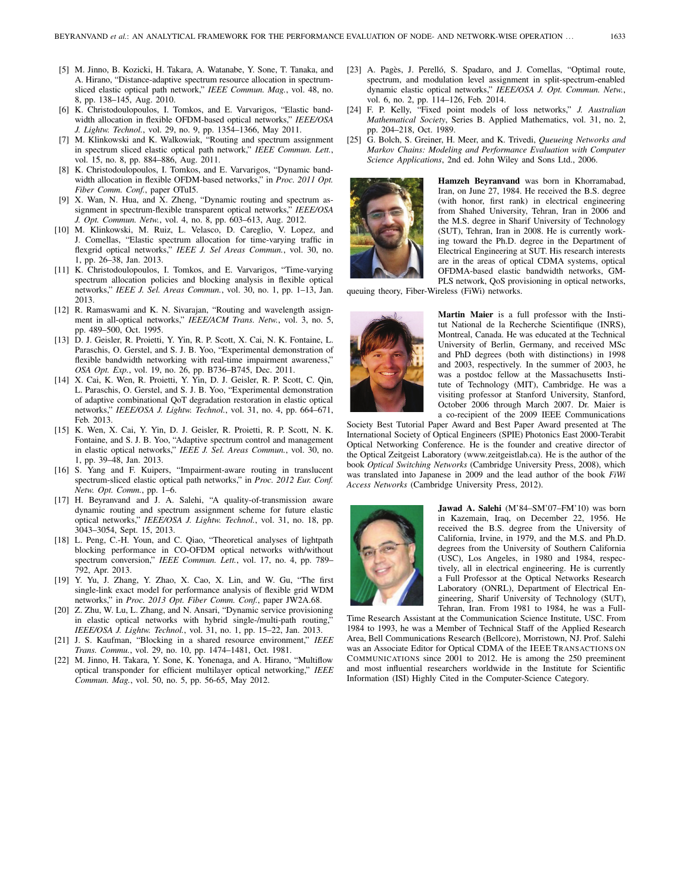[5] M. Jinno, B. Kozicki, H. Takara, A. Watanabe, Y. Sone, T. Tanaka, and A. Hirano, "Distance-adaptive spectrum resource allocation in spectrum-sliced elastic optical path network," *IEEE Commun. Mag.*, vol. 48, no. 8, pp. 138–145, Aug. 2010.

[6] K. Christodoulopoulos, I. Tomkos, and E. Varvarigos, "Elastic bandwidth allocation in flexible OFDM-based optical networks," *IEEE/OSA J. Lightw. Technol.*, vol. 29, no. 9, pp. 1354–1366, May 2011.

[7] M. Klinkowski and K. Walkowiak, "Routing and spectrum assignment in spectrum sliced elastic optical path network," *IEEE Commun. Lett.*, vol. 15, no. 8, pp. 884–886, Aug. 2011.

[8] K. Christodoulopoulos, I. Tomkos, and E. Varvarigos, "Dynamic bandwidth allocation in flexible OFDM-based networks," in *Proc. 2011 Opt. Fiber Comm. Conf.*, paper OTuI5.

[9] X. Wan, N. Hua, and X. Zheng, "Dynamic routing and spectrum assignment in spectrum-flexible transparent optical networks," *IEEE/OSA J. Opt. Commun. Netw.*, vol. 4, no. 8, pp. 603–613, Aug. 2012.

[10] M. Klinkowski, M. Ruiz, L. Velasco, D. Careglio, V. Lopez, and J. Comellas, "Elastic spectrum allocation for time-varying traffic in flexgrid optical networks," *IEEE J. Sel Areas Commun.*, vol. 30, no. 1, pp. 26–38, Jan. 2013.

[11] K. Christodoulopoulos, I. Tomkos, and E. Varvarigos, "Time-varying spectrum allocation policies and blocking analysis in flexible optical networks," *IEEE J. Sel. Areas Commun.*, vol. 30, no. 1, pp. 1–13, Jan. 2013.

[12] R. Ramaswami and K. N. Sivarajan, "Routing and wavelength assignment in all-optical networks," *IEEE/ACM Trans. Netw.*, vol. 3, no. 5, pp. 489–500, Oct. 1995.

[13] D. J. Geisler, R. Proietti, Y. Yin, R. P. Scott, X. Cai, N. K. Fontaine, L. Paraschis, O. Gerstel, and S. J. B. Yoo, "Experimental demonstration of flexible bandwidth networking with real-time impairment awareness," *OSA Opt. Exp.*, vol. 19, no. 26, pp. B736–B745, Dec. 2011.

[14] X. Cai, K. Wen, R. Proietti, Y. Yin, D. J. Geisler, R. P. Scott, C. Qin, L. Paraschis, O. Gerstel, and S. J. B. Yoo, "Experimental demonstration of adaptive combinational QoT degradation restoration in elastic optical networks," *IEEE/OSA J. Lightw. Technol.*, vol. 31, no. 4, pp. 664–671, Feb. 2013.

[15] K. Wen, X. Cai, Y. Yin, D. J. Geisler, R. Proietti, R. P. Scott, N. K. Fontaine, and S. J. B. Yoo, "Adaptive spectrum control and management in elastic optical networks," *IEEE J. Sel. Areas Commun.*, vol. 30, no. 1, pp. 39–48, Jan. 2013.

[16] S. Yang and F. Kuipers, "Impairment-aware routing in translucent spectrum-sliced elastic optical path networks," in *Proc. 2012 Eur. Conf. Netw. Opt. Comm.*, pp. 1–6.

[17] H. Beyranvand and J. A. Salehi, "A quality-of-transmission aware dynamic routing and spectrum assignment scheme for future elastic optical networks," *IEEE/OSA J. Lightw. Technol.*, vol. 31, no. 18, pp. 3043–3054, Sept. 15, 2013.

[18] L. Peng, C.-H. Youn, and C. Qiao, "Theoretical analyses of lightpath blocking performance in CO-OFDM optical networks with/without spectrum conversion," *IEEE Commun. Lett.*, vol. 17, no. 4, pp. 789–792, Apr. 2013.

[19] Y. Yu, J. Zhang, Y. Zhao, X. Cao, X. Lin, and W. Gu, "The first single-link exact model for performance analysis of flexible grid WDM networks," in *Proc. 2013 Opt. Fiber Comm. Conf.*, paper JW2A.68.

[20] Z. Zhu, W. Lu, L. Zhang, and N. Ansari, "Dynamic service provisioning in elastic optical networks with hybrid single-/multi-path routing," *IEEE/OSA J. Lightw. Technol.*, vol. 31, no. 1, pp. 15–22, Jan. 2013.

[21] J. S. Kaufman, "Blocking in a shared resource environment," *IEEE Trans. Commu.*, vol. 29, no. 10, pp. 1474–1481, Oct. 1981.

[22] M. Jinno, H. Takara, Y. Sone, K. Yonenaga, and A. Hirano, "Multiflow optical transponder for efficient multilayer optical networking," *IEEE Commun. Mag.*, vol. 50, no. 5, pp. 56-65, May 2012.

[23] A. Pagès, J. Perelló, S. Spadaro, and J. Comellas, "Optimal route, spectrum, and modulation level assignment in split-spectrum-enabled dynamic elastic optical networks," *IEEE/OSA J. Opt. Commun. Netw.*, vol. 6, no. 2, pp. 114–126, Feb. 2014.

[24] F. P. Kelly, "Fixed point models of loss networks," *J. Australian Mathematical Society*, Series B. Applied Mathematics, vol. 31, no. 2, pp. 204–218, Oct. 1989.

[25] G. Bolch, S. Greiner, H. Meer, and K. Trivedi, *Queueing Networks and Markov Chains: Modeling and Performance Evaluation with Computer Science Applications*, 2nd ed. John Wiley and Sons Ltd., 2006.

**Hamzeh Beyranvand** was born in Khorramabad, Iran, on June 27, 1984. He received the B.S. degree (with honor, first rank) in electrical engineering from Shahed University, Tehran, Iran in 2006 and the M.S. degree in Sharif University of Technology (SUT), Tehran, Iran in 2008. He is currently working toward the Ph.D. degree in the Department of Electrical Engineering at SUT. His research interests are in the areas of optical CDMA systems, optical OFDMA-based elastic bandwidth networks, GM-PLS network, QoS provisioning in optical networks, queuing theory, Fiber-Wireless (FiWi) networks.

**Martin Maier** is a full professor with the Institut National de la Recherche Scientifique (INRS), Montreal, Canada. He was educated at the Technical University of Berlin, Germany, and received MSc and PhD degrees (both with distinctions) in 1998 and 2003, respectively. In the summer of 2003, he was a postdoc fellow at the Massachusetts Institute of Technology (MIT), Cambridge. He was a visiting professor at Stanford University, Stanford, October 2006 through March 2007. Dr. Maier is a co-recipient of the 2009 IEEE Communications Society Best Tutorial Paper Award and Best Paper Award presented at The International Society of Optical Engineers (SPIE) Photonics East 2000-Terabit Optical Networking Conference. He is the founder and creative director of the Optical Zeitgeist Laboratory (www.zeitgeistlab.ca). He is the author of the book *Optical Switching Networks* (Cambridge University Press, 2008), which was translated into Japanese in 2009 and the lead author of the book *FiWi Access Networks* (Cambridge University Press, 2012).

**Jawad A. Salehi** (M'84–SM'07–FM'10) was born in Kazemain, Iraq, on December 22, 1956. He received the B.S. degree from the University of California, Irvine, in 1979, and the M.S. and Ph.D. degrees from the University of Southern California (USC), Los Angeles, in 1980 and 1984, respectively, all in electrical engineering. He is currently a Full Professor at the Optical Networks Research Laboratory (ONRL), Department of Electrical Engineering, Sharif University of Technology (SUT), Tehran, Iran. From 1981 to 1984, he was a Full-Time Research Assistant at the Communication Science Institute, USC. From 1984 to 1993, he was a Member of Technical Staff of the Applied Research Area, Bell Communications Research (Bellcore), Morristown, NJ. Prof. Salehi was an Associate Editor for Optical CDMA of the IEEE TRANSACTIONS ON COMMUNICATIONS since 2001 to 2012. He is among the 250 preeminent and most influential researchers worldwide in the Institute for Scientific Information (ISI) Highly Cited in the Computer-Science Category.